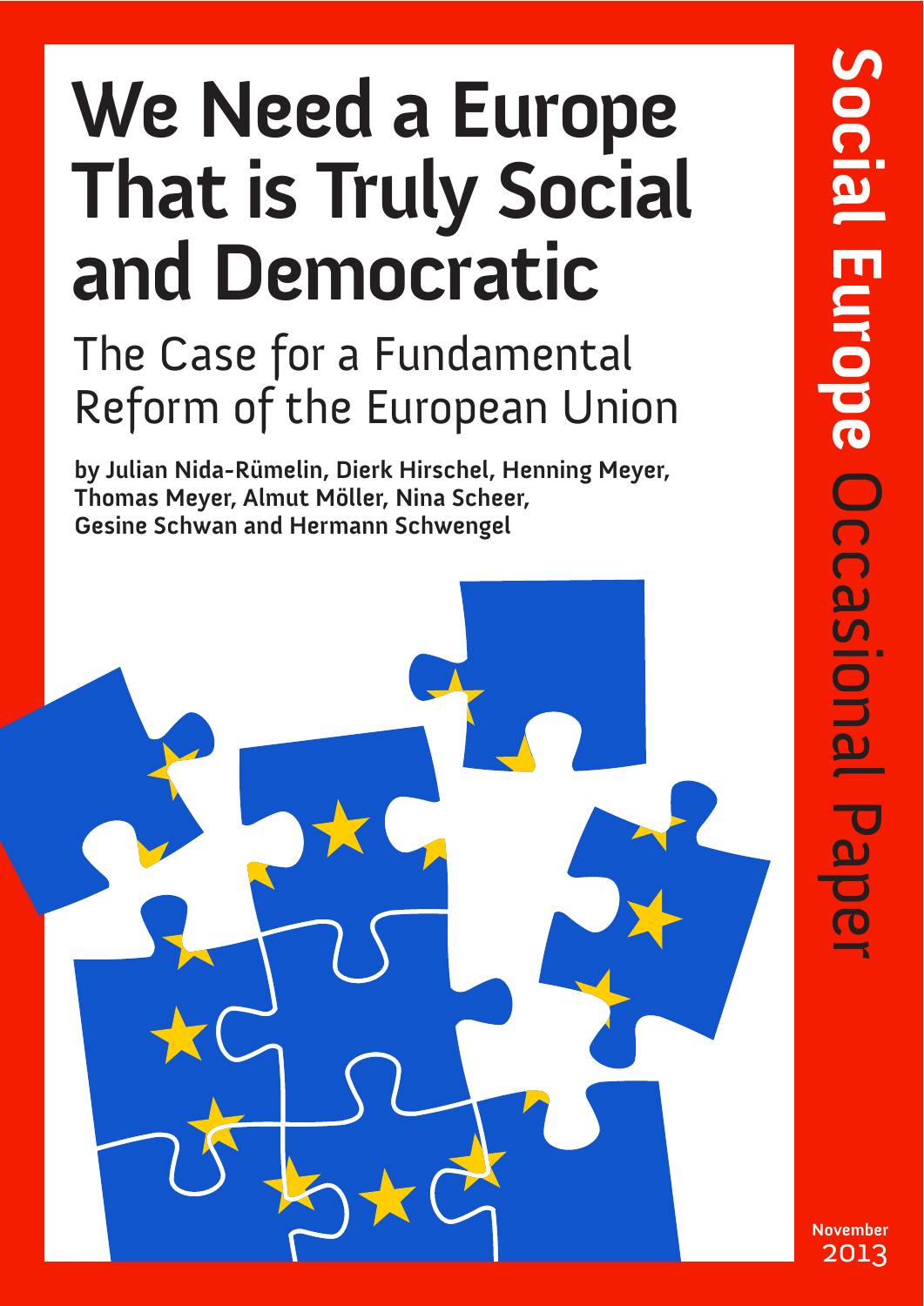# We Need a Europe That is Truly Social and Democratic

## The Case for a Fundamental Reform of the European Union

**by Julian Nida-Rümelin, Dierk Hirschel, Henning Meyer, Thomas Meyer, Almut Möller, Nina Scheer, Gesine Schwan and Hermann Schwengel**

**Social Europe** Occasional Paper

**November** 2013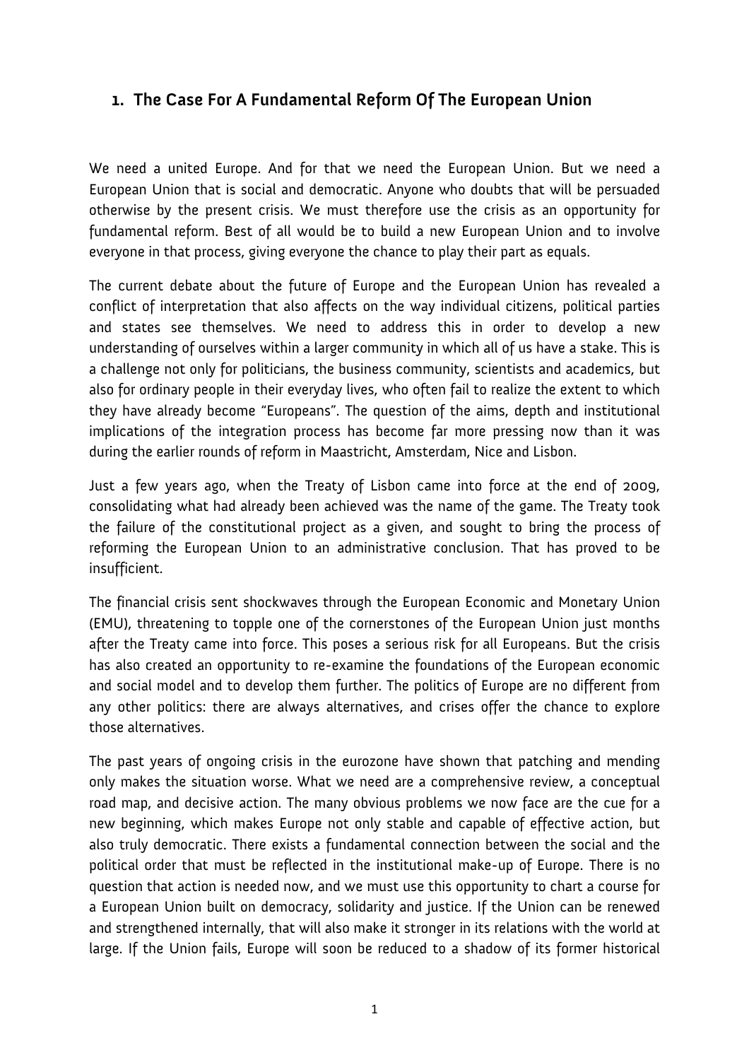## 1. The Case For A Fundamental Reform Of The European Union

We need a united Europe. And for that we need the European Union. But we need a European Union that is social and democratic. Anyone who doubts that will be persuaded otherwise by the present crisis. We must therefore use the crisis as an opportunity for fundamental reform. Best of all would be to build a new European Union and to involve everyone in that process, giving everyone the chance to play their part as equals.

The current debate about the future of Europe and the European Union has revealed a conflict of interpretation that also affects on the way individual citizens, political parties and states see themselves. We need to address this in order to develop a new understanding of ourselves within a larger community in which all of us have a stake. This is a challenge not only for politicians, the business community, scientists and academics, but also for ordinary people in their everyday lives, who often fail to realize the extent to which they have already become "Europeans". The question of the aims, depth and institutional implications of the integration process has become far more pressing now than it was during the earlier rounds of reform in Maastricht, Amsterdam, Nice and Lisbon.

Just a few years ago, when the Treaty of Lisbon came into force at the end of 2009, consolidating what had already been achieved was the name of the game. The Treaty took the failure of the constitutional project as a given, and sought to bring the process of reforming the European Union to an administrative conclusion. That has proved to be insufficient.

The financial crisis sent shockwaves through the European Economic and Monetary Union (EMU), threatening to topple one of the cornerstones of the European Union just months after the Treaty came into force. This poses a serious risk for all Europeans. But the crisis has also created an opportunity to re-examine the foundations of the European economic and social model and to develop them further. The politics of Europe are no different from any other politics: there are always alternatives, and crises offer the chance to explore those alternatives.

The past years of ongoing crisis in the eurozone have shown that patching and mending only makes the situation worse. What we need are a comprehensive review, a conceptual road map, and decisive action. The many obvious problems we now face are the cue for a new beginning, which makes Europe not only stable and capable of effective action, but also truly democratic. There exists a fundamental connection between the social and the political order that must be reflected in the institutional make-up of Europe. There is no question that action is needed now, and we must use this opportunity to chart a course for a European Union built on democracy, solidarity and justice. If the Union can be renewed and strengthened internally, that will also make it stronger in its relations with the world at large. If the Union fails, Europe will soon be reduced to a shadow of its former historical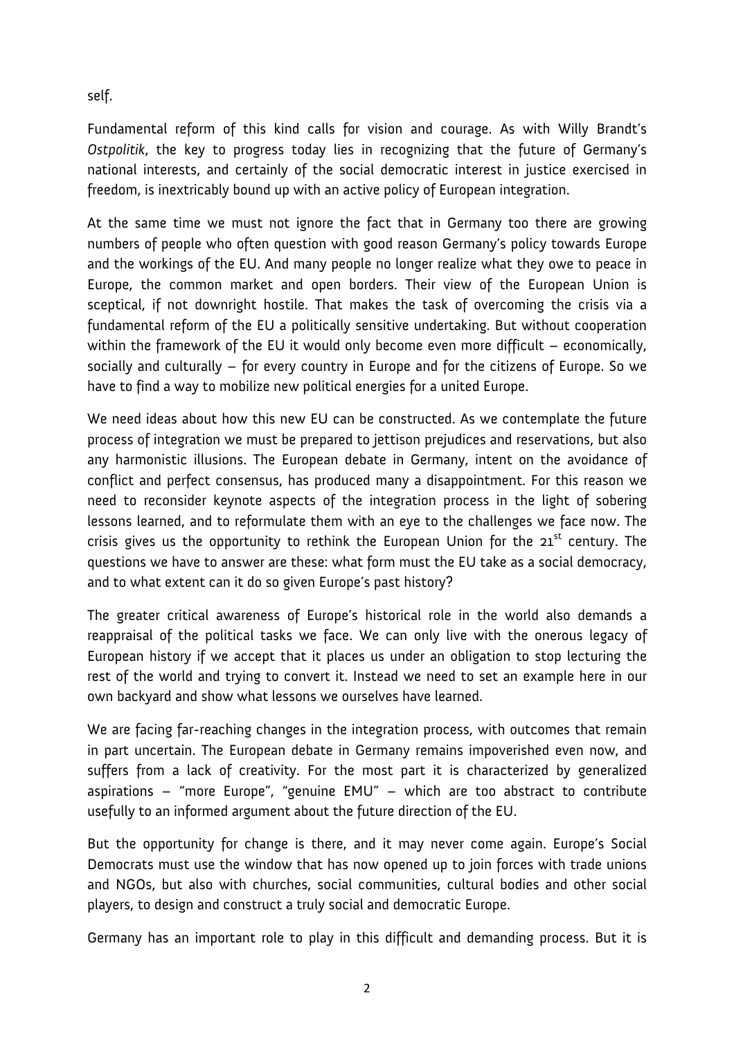self.

Fundamental reform of this kind calls for vision and courage. As with Willy Brandt's *Ostpolitik*, the key to progress today lies in recognizing that the future of Germany's national interests, and certainly of the social democratic interest in justice exercised in freedom, is inextricably bound up with an active policy of European integration.

At the same time we must not ignore the fact that in Germany too there are growing numbers of people who often question with good reason Germany's policy towards Europe and the workings of the EU. And many people no longer realize what they owe to peace in Europe, the common market and open borders. Their view of the European Union is sceptical, if not downright hostile. That makes the task of overcoming the crisis via a fundamental reform of the EU a politically sensitive undertaking. But without cooperation within the framework of the EU it would only become even more difficult – economically, socially and culturally – for every country in Europe and for the citizens of Europe. So we have to find a way to mobilize new political energies for a united Europe.

We need ideas about how this new EU can be constructed. As we contemplate the future process of integration we must be prepared to jettison prejudices and reservations, but also any harmonistic illusions. The European debate in Germany, intent on the avoidance of conflict and perfect consensus, has produced many a disappointment. For this reason we need to reconsider keynote aspects of the integration process in the light of sobering lessons learned, and to reformulate them with an eye to the challenges we face now. The crisis gives us the opportunity to rethink the European Union for the 21st century. The questions we have to answer are these: what form must the EU take as a social democracy, and to what extent can it do so given Europe's past history?

The greater critical awareness of Europe's historical role in the world also demands a reappraisal of the political tasks we face. We can only live with the onerous legacy of European history if we accept that it places us under an obligation to stop lecturing the rest of the world and trying to convert it. Instead we need to set an example here in our own backyard and show what lessons we ourselves have learned.

We are facing far-reaching changes in the integration process, with outcomes that remain in part uncertain. The European debate in Germany remains impoverished even now, and suffers from a lack of creativity. For the most part it is characterized by generalized aspirations – "more Europe", "genuine EMU" – which are too abstract to contribute usefully to an informed argument about the future direction of the EU.

But the opportunity for change is there, and it may never come again. Europe's Social Democrats must use the window that has now opened up to join forces with trade unions and NGOs, but also with churches, social communities, cultural bodies and other social players, to design and construct a truly social and democratic Europe.

Germany has an important role to play in this difficult and demanding process. But it is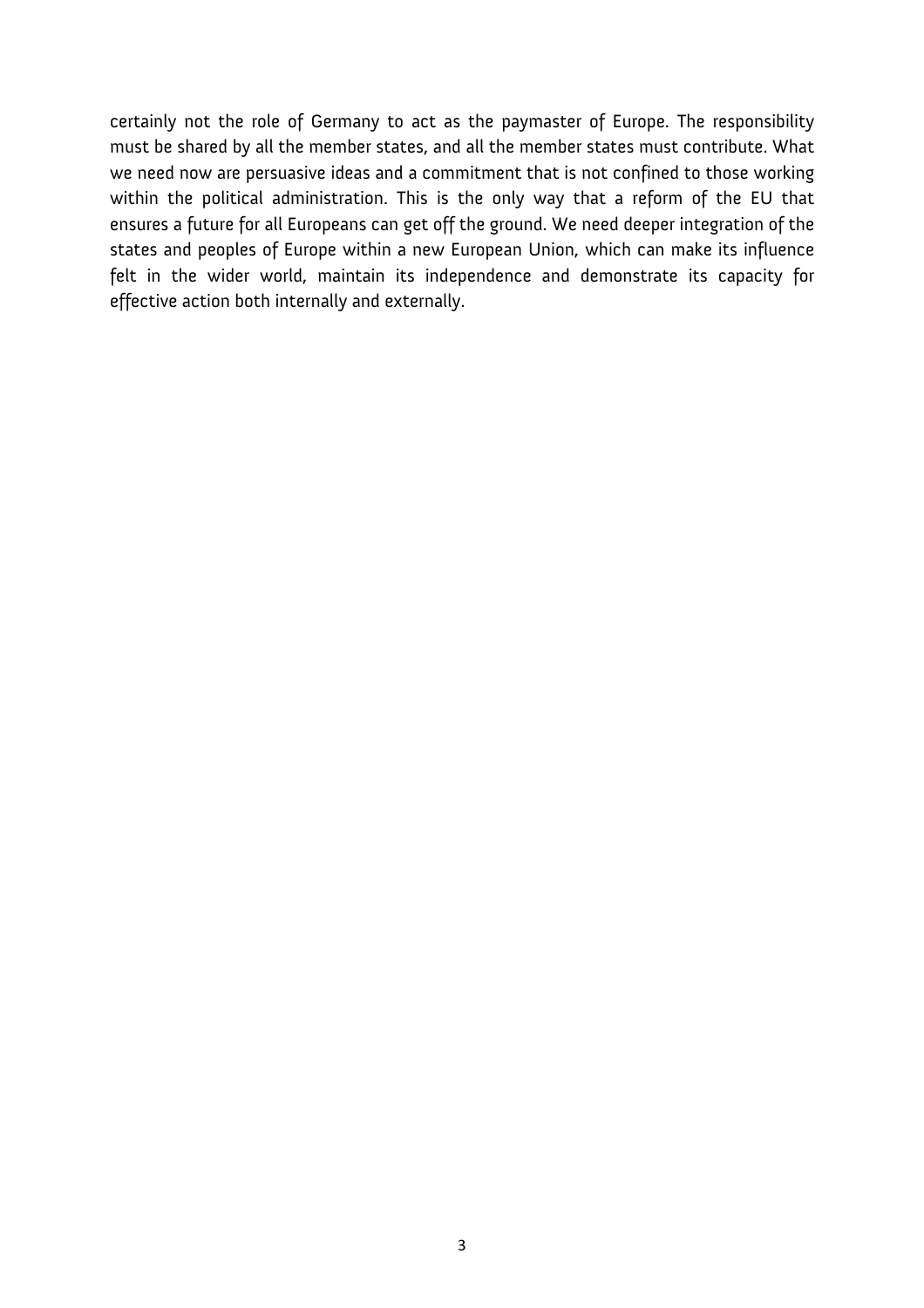certainly not the role of Germany to act as the paymaster of Europe. The responsibility must be shared by all the member states, and all the member states must contribute. What we need now are persuasive ideas and a commitment that is not confined to those working within the political administration. This is the only way that a reform of the EU that ensures a future for all Europeans can get off the ground. We need deeper integration of the states and peoples of Europe within a new European Union, which can make its influence felt in the wider world, maintain its independence and demonstrate its capacity for effective action both internally and externally.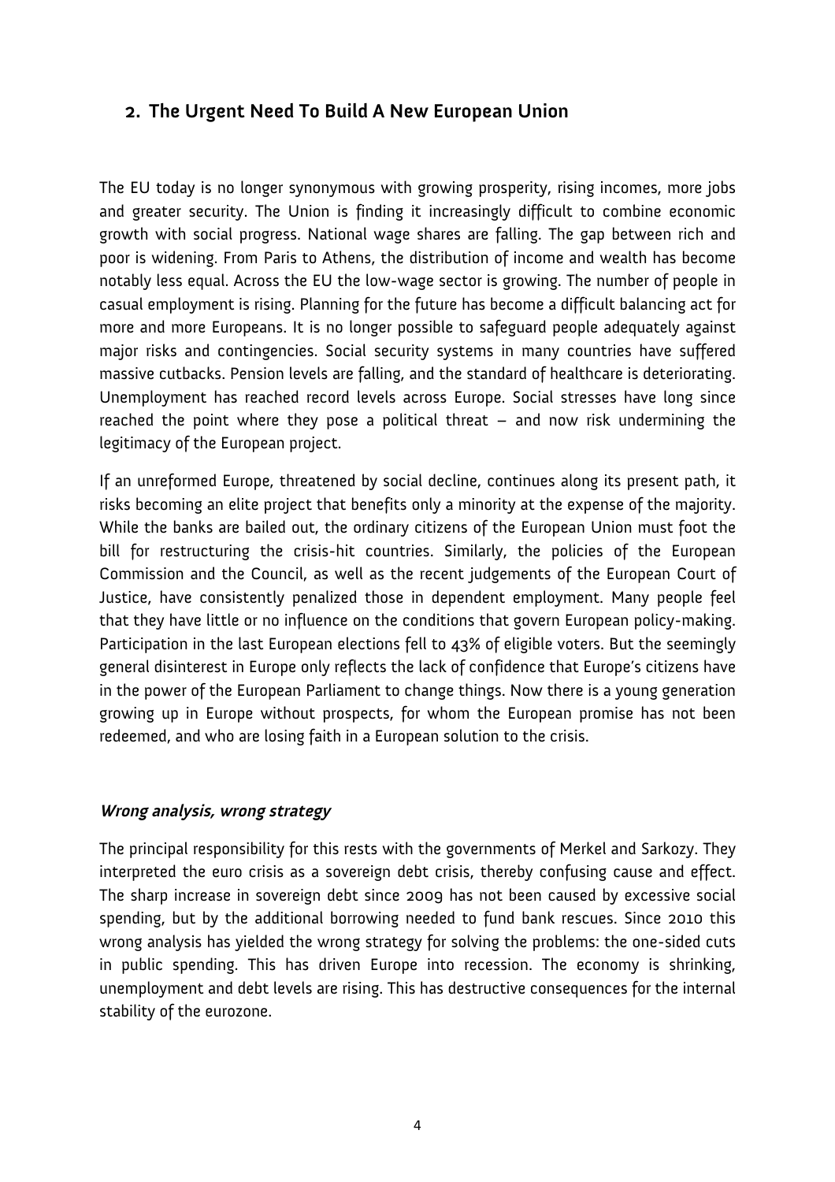## 2. The Urgent Need To Build A New European Union

The EU today is no longer synonymous with growing prosperity, rising incomes, more jobs and greater security. The Union is finding it increasingly difficult to combine economic growth with social progress. National wage shares are falling. The gap between rich and poor is widening. From Paris to Athens, the distribution of income and wealth has become notably less equal. Across the EU the low-wage sector is growing. The number of people in casual employment is rising. Planning for the future has become a difficult balancing act for more and more Europeans. It is no longer possible to safeguard people adequately against major risks and contingencies. Social security systems in many countries have suffered massive cutbacks. Pension levels are falling, and the standard of healthcare is deteriorating. Unemployment has reached record levels across Europe. Social stresses have long since reached the point where they pose a political threat – and now risk undermining the legitimacy of the European project.

If an unreformed Europe, threatened by social decline, continues along its present path, it risks becoming an elite project that benefits only a minority at the expense of the majority. While the banks are bailed out, the ordinary citizens of the European Union must foot the bill for restructuring the crisis-hit countries. Similarly, the policies of the European Commission and the Council, as well as the recent judgements of the European Court of Justice, have consistently penalized those in dependent employment. Many people feel that they have little or no influence on the conditions that govern European policy-making. Participation in the last European elections fell to 43% of eligible voters. But the seemingly general disinterest in Europe only reflects the lack of confidence that Europe's citizens have in the power of the European Parliament to change things. Now there is a young generation growing up in Europe without prospects, for whom the European promise has not been redeemed, and who are losing faith in a European solution to the crisis.

### *Wrong analysis, wrong strategy*

The principal responsibility for this rests with the governments of Merkel and Sarkozy. They interpreted the euro crisis as a sovereign debt crisis, thereby confusing cause and effect. The sharp increase in sovereign debt since 2009 has not been caused by excessive social spending, but by the additional borrowing needed to fund bank rescues. Since 2010 this wrong analysis has yielded the wrong strategy for solving the problems: the one-sided cuts in public spending. This has driven Europe into recession. The economy is shrinking, unemployment and debt levels are rising. This has destructive consequences for the internal stability of the eurozone.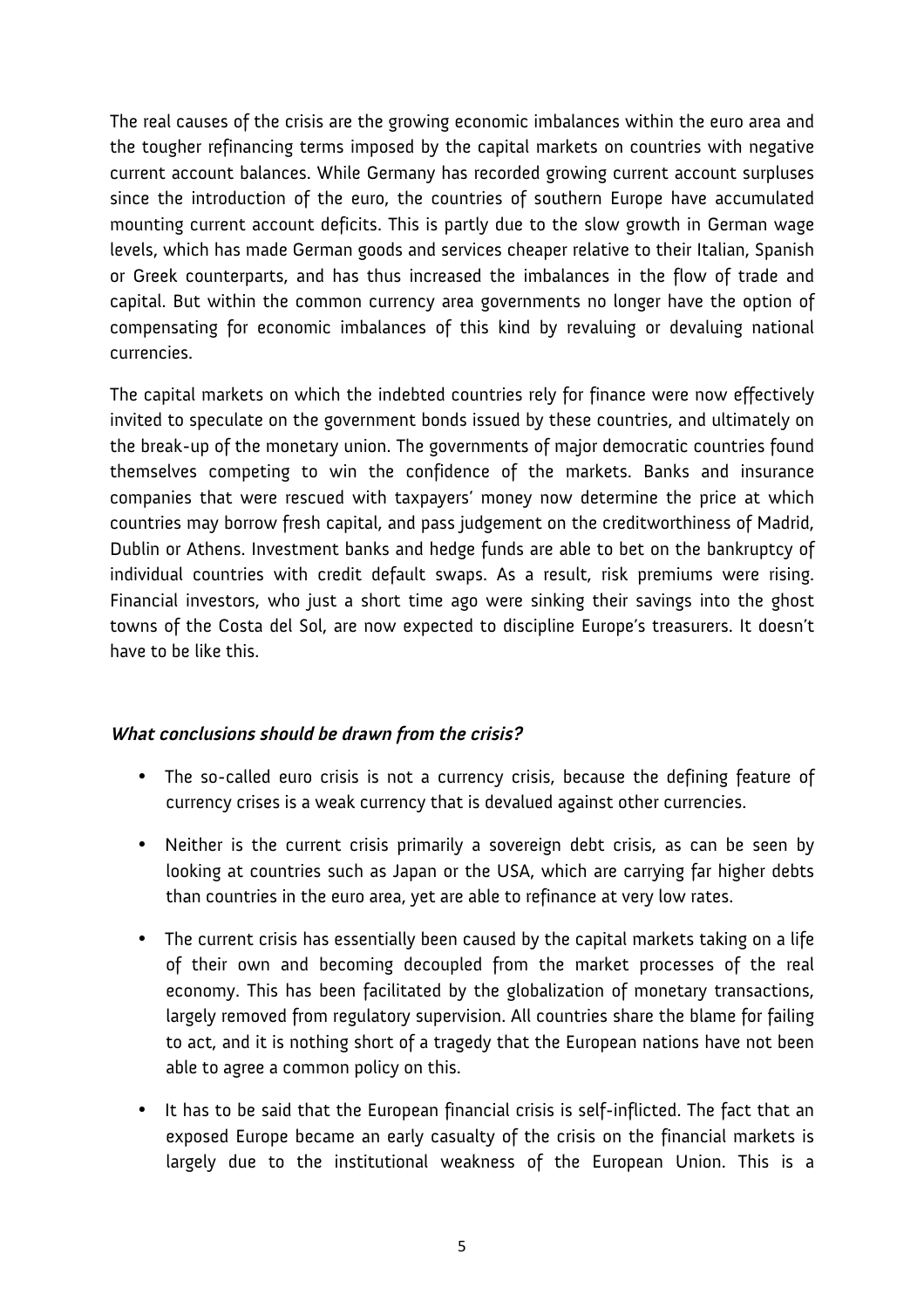The real causes of the crisis are the growing economic imbalances within the euro area and the tougher refinancing terms imposed by the capital markets on countries with negative current account balances. While Germany has recorded growing current account surpluses since the introduction of the euro, the countries of southern Europe have accumulated mounting current account deficits. This is partly due to the slow growth in German wage levels, which has made German goods and services cheaper relative to their Italian, Spanish or Greek counterparts, and has thus increased the imbalances in the flow of trade and capital. But within the common currency area governments no longer have the option of compensating for economic imbalances of this kind by revaluing or devaluing national currencies.

The capital markets on which the indebted countries rely for finance were now effectively invited to speculate on the government bonds issued by these countries, and ultimately on the break-up of the monetary union. The governments of major democratic countries found themselves competing to win the confidence of the markets. Banks and insurance companies that were rescued with taxpayers' money now determine the price at which countries may borrow fresh capital, and pass judgement on the creditworthiness of Madrid, Dublin or Athens. Investment banks and hedge funds are able to bet on the bankruptcy of individual countries with credit default swaps. As a result, risk premiums were rising. Financial investors, who just a short time ago were sinking their savings into the ghost towns of the Costa del Sol, are now expected to discipline Europe's treasurers. It doesn't have to be like this.

### *What conclusions should be drawn from the crisis?*

- The so-called euro crisis is not a currency crisis, because the defining feature of currency crises is a weak currency that is devalued against other currencies.
- Neither is the current crisis primarily a sovereign debt crisis, as can be seen by looking at countries such as Japan or the USA, which are carrying far higher debts than countries in the euro area, yet are able to refinance at very low rates.
- The current crisis has essentially been caused by the capital markets taking on a life of their own and becoming decoupled from the market processes of the real economy. This has been facilitated by the globalization of monetary transactions, largely removed from regulatory supervision. All countries share the blame for failing to act, and it is nothing short of a tragedy that the European nations have not been able to agree a common policy on this.
- It has to be said that the European financial crisis is self-inflicted. The fact that an exposed Europe became an early casualty of the crisis on the financial markets is largely due to the institutional weakness of the European Union. This is a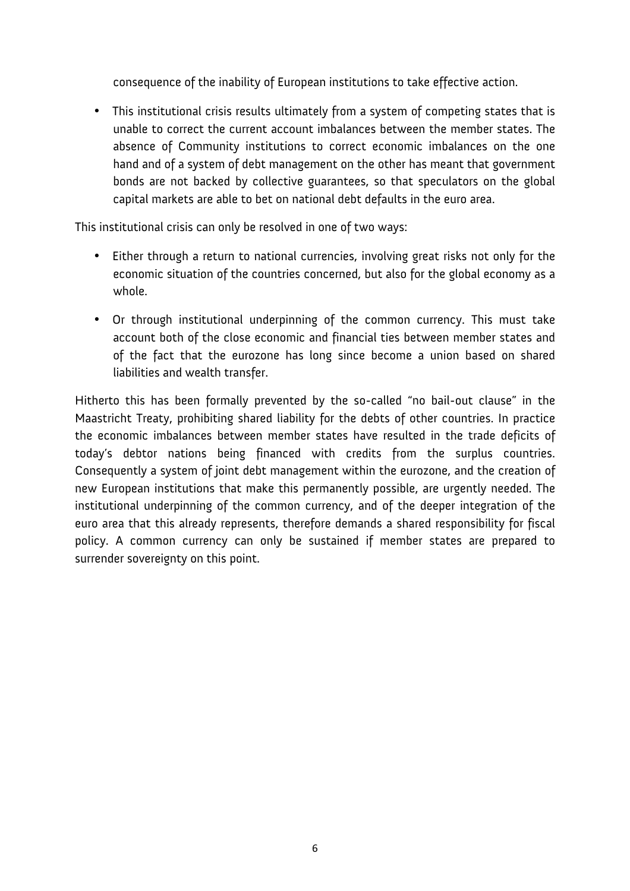consequence of the inability of European institutions to take effective action.

- This institutional crisis results ultimately from a system of competing states that is unable to correct the current account imbalances between the member states. The absence of Community institutions to correct economic imbalances on the one hand and of a system of debt management on the other has meant that government bonds are not backed by collective guarantees, so that speculators on the global capital markets are able to bet on national debt defaults in the euro area.

This institutional crisis can only be resolved in one of two ways:

- Either through a return to national currencies, involving great risks not only for the economic situation of the countries concerned, but also for the global economy as a whole.
- Or through institutional underpinning of the common currency. This must take account both of the close economic and financial ties between member states and of the fact that the eurozone has long since become a union based on shared liabilities and wealth transfer.

Hitherto this has been formally prevented by the so-called "no bail-out clause" in the Maastricht Treaty, prohibiting shared liability for the debts of other countries. In practice the economic imbalances between member states have resulted in the trade deficits of today's debtor nations being financed with credits from the surplus countries. Consequently a system of joint debt management within the eurozone, and the creation of new European institutions that make this permanently possible, are urgently needed. The institutional underpinning of the common currency, and of the deeper integration of the euro area that this already represents, therefore demands a shared responsibility for fiscal policy. A common currency can only be sustained if member states are prepared to surrender sovereignty on this point.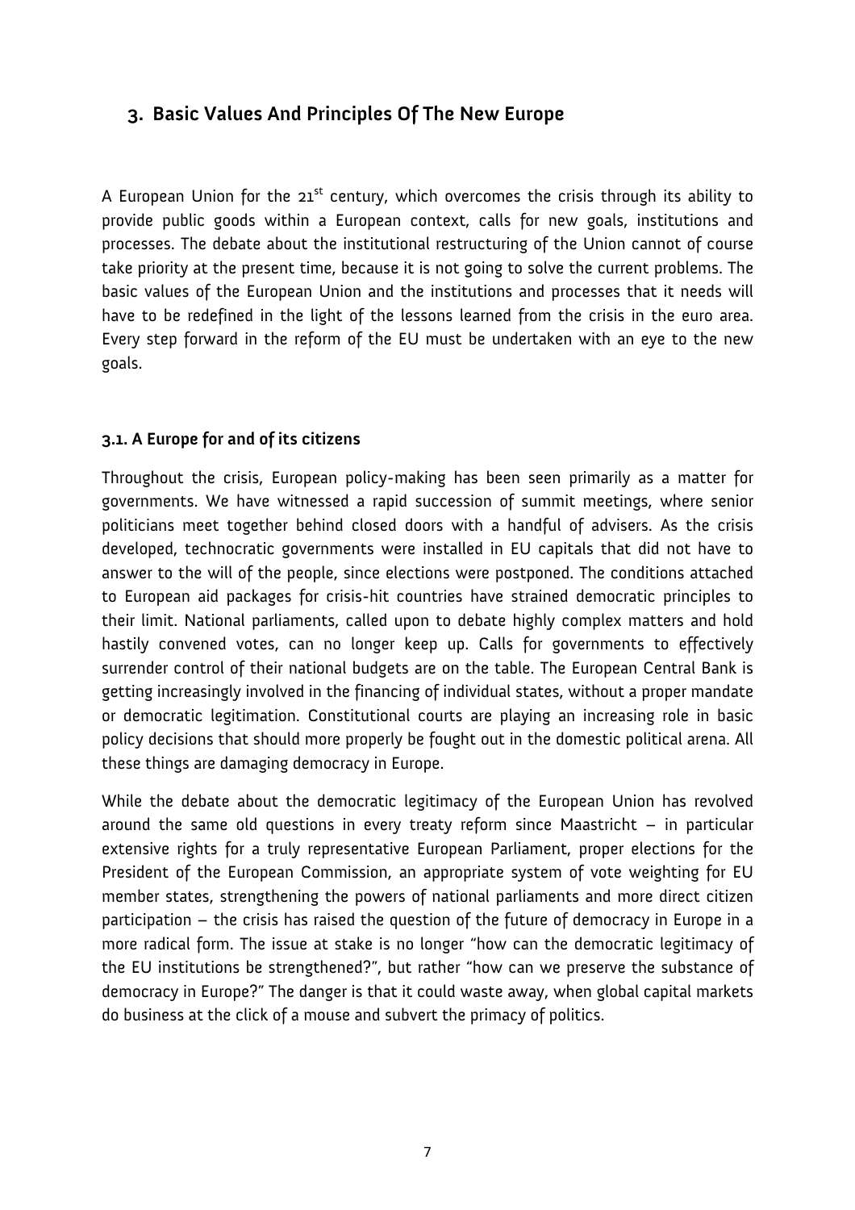## 3. Basic Values And Principles Of The New Europe

A European Union for the 21st century, which overcomes the crisis through its ability to provide public goods within a European context, calls for new goals, institutions and processes. The debate about the institutional restructuring of the Union cannot of course take priority at the present time, because it is not going to solve the current problems. The basic values of the European Union and the institutions and processes that it needs will have to be redefined in the light of the lessons learned from the crisis in the euro area. Every step forward in the reform of the EU must be undertaken with an eye to the new goals.

### 3.1. A Europe for and of its citizens

Throughout the crisis, European policy-making has been seen primarily as a matter for governments. We have witnessed a rapid succession of summit meetings, where senior politicians meet together behind closed doors with a handful of advisers. As the crisis developed, technocratic governments were installed in EU capitals that did not have to answer to the will of the people, since elections were postponed. The conditions attached to European aid packages for crisis-hit countries have strained democratic principles to their limit. National parliaments, called upon to debate highly complex matters and hold hastily convened votes, can no longer keep up. Calls for governments to effectively surrender control of their national budgets are on the table. The European Central Bank is getting increasingly involved in the financing of individual states, without a proper mandate or democratic legitimation. Constitutional courts are playing an increasing role in basic policy decisions that should more properly be fought out in the domestic political arena. All these things are damaging democracy in Europe.

While the debate about the democratic legitimacy of the European Union has revolved around the same old questions in every treaty reform since Maastricht – in particular extensive rights for a truly representative European Parliament, proper elections for the President of the European Commission, an appropriate system of vote weighting for EU member states, strengthening the powers of national parliaments and more direct citizen participation – the crisis has raised the question of the future of democracy in Europe in a more radical form. The issue at stake is no longer "how can the democratic legitimacy of the EU institutions be strengthened?", but rather "how can we preserve the substance of democracy in Europe?" The danger is that it could waste away, when global capital markets do business at the click of a mouse and subvert the primacy of politics.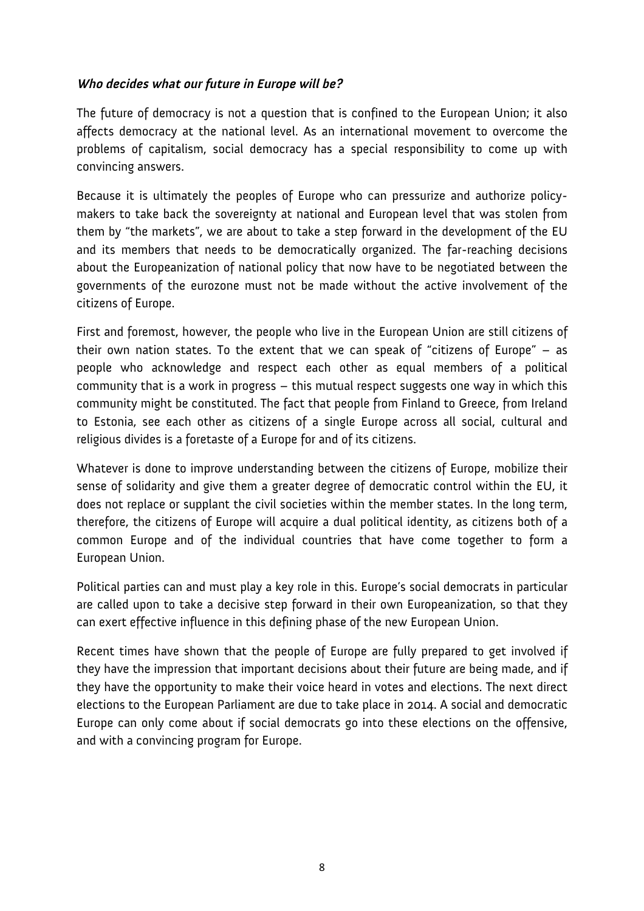### ***Who decides what our future in Europe will be?***

The future of democracy is not a question that is confined to the European Union; it also affects democracy at the national level. As an international movement to overcome the problems of capitalism, social democracy has a special responsibility to come up with convincing answers.

Because it is ultimately the peoples of Europe who can pressurize and authorize policy-makers to take back the sovereignty at national and European level that was stolen from them by "the markets", we are about to take a step forward in the development of the EU and its members that needs to be democratically organized. The far-reaching decisions about the Europeanization of national policy that now have to be negotiated between the governments of the eurozone must not be made without the active involvement of the citizens of Europe.

First and foremost, however, the people who live in the European Union are still citizens of their own nation states. To the extent that we can speak of "citizens of Europe" – as people who acknowledge and respect each other as equal members of a political community that is a work in progress – this mutual respect suggests one way in which this community might be constituted. The fact that people from Finland to Greece, from Ireland to Estonia, see each other as citizens of a single Europe across all social, cultural and religious divides is a foretaste of a Europe for and of its citizens.

Whatever is done to improve understanding between the citizens of Europe, mobilize their sense of solidarity and give them a greater degree of democratic control within the EU, it does not replace or supplant the civil societies within the member states. In the long term, therefore, the citizens of Europe will acquire a dual political identity, as citizens both of a common Europe and of the individual countries that have come together to form a European Union.

Political parties can and must play a key role in this. Europe's social democrats in particular are called upon to take a decisive step forward in their own Europeanization, so that they can exert effective influence in this defining phase of the new European Union.

Recent times have shown that the people of Europe are fully prepared to get involved if they have the impression that important decisions about their future are being made, and if they have the opportunity to make their voice heard in votes and elections. The next direct elections to the European Parliament are due to take place in 2014. A social and democratic Europe can only come about if social democrats go into these elections on the offensive, and with a convincing program for Europe.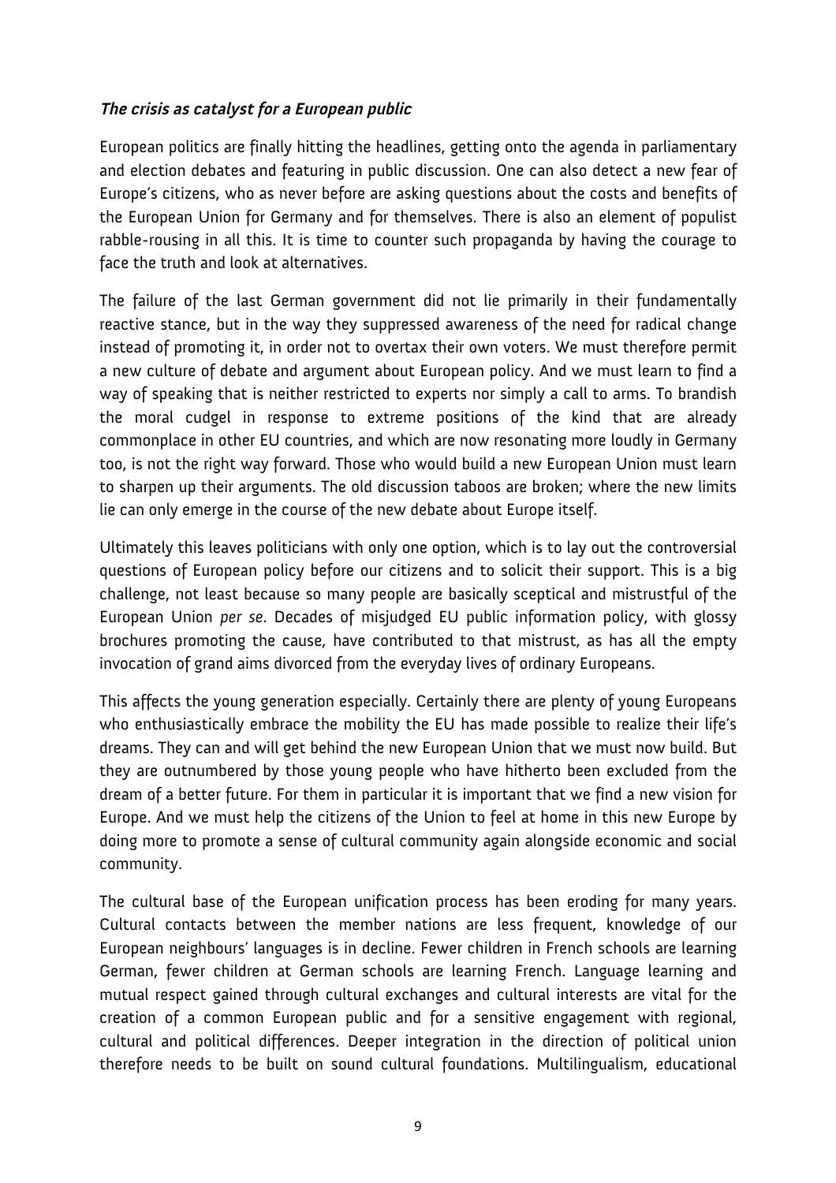### ***The crisis as catalyst for a European public***

European politics are finally hitting the headlines, getting onto the agenda in parliamentary and election debates and featuring in public discussion. One can also detect a new fear of Europe's citizens, who as never before are asking questions about the costs and benefits of the European Union for Germany and for themselves. There is also an element of populist rabble-rousing in all this. It is time to counter such propaganda by having the courage to face the truth and look at alternatives.

The failure of the last German government did not lie primarily in their fundamentally reactive stance, but in the way they suppressed awareness of the need for radical change instead of promoting it, in order not to overtax their own voters. We must therefore permit a new culture of debate and argument about European policy. And we must learn to find a way of speaking that is neither restricted to experts nor simply a call to arms. To brandish the moral cudgel in response to extreme positions of the kind that are already commonplace in other EU countries, and which are now resonating more loudly in Germany too, is not the right way forward. Those who would build a new European Union must learn to sharpen up their arguments. The old discussion taboos are broken; where the new limits lie can only emerge in the course of the new debate about Europe itself.

Ultimately this leaves politicians with only one option, which is to lay out the controversial questions of European policy before our citizens and to solicit their support. This is a big challenge, not least because so many people are basically sceptical and mistrustful of the European Union *per se*. Decades of misjudged EU public information policy, with glossy brochures promoting the cause, have contributed to that mistrust, as has all the empty invocation of grand aims divorced from the everyday lives of ordinary Europeans.

This affects the young generation especially. Certainly there are plenty of young Europeans who enthusiastically embrace the mobility the EU has made possible to realize their life's dreams. They can and will get behind the new European Union that we must now build. But they are outnumbered by those young people who have hitherto been excluded from the dream of a better future. For them in particular it is important that we find a new vision for Europe. And we must help the citizens of the Union to feel at home in this new Europe by doing more to promote a sense of cultural community again alongside economic and social community.

The cultural base of the European unification process has been eroding for many years. Cultural contacts between the member nations are less frequent, knowledge of our European neighbours' languages is in decline. Fewer children in French schools are learning German, fewer children at German schools are learning French. Language learning and mutual respect gained through cultural exchanges and cultural interests are vital for the creation of a common European public and for a sensitive engagement with regional, cultural and political differences. Deeper integration in the direction of political union therefore needs to be built on sound cultural foundations. Multilingualism, educational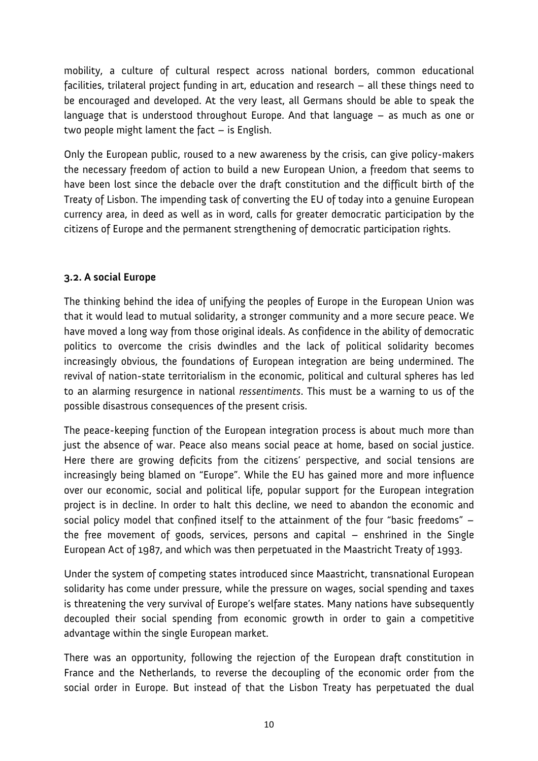mobility, a culture of cultural respect across national borders, common educational facilities, trilateral project funding in art, education and research – all these things need to be encouraged and developed. At the very least, all Germans should be able to speak the language that is understood throughout Europe. And that language – as much as one or two people might lament the fact – is English.

Only the European public, roused to a new awareness by the crisis, can give policy-makers the necessary freedom of action to build a new European Union, a freedom that seems to have been lost since the debacle over the draft constitution and the difficult birth of the Treaty of Lisbon. The impending task of converting the EU of today into a genuine European currency area, in deed as well as in word, calls for greater democratic participation by the citizens of Europe and the permanent strengthening of democratic participation rights.

### 3.2. A social Europe

The thinking behind the idea of unifying the peoples of Europe in the European Union was that it would lead to mutual solidarity, a stronger community and a more secure peace. We have moved a long way from those original ideals. As confidence in the ability of democratic politics to overcome the crisis dwindles and the lack of political solidarity becomes increasingly obvious, the foundations of European integration are being undermined. The revival of nation-state territorialism in the economic, political and cultural spheres has led to an alarming resurgence in national *ressentiments*. This must be a warning to us of the possible disastrous consequences of the present crisis.

The peace-keeping function of the European integration process is about much more than just the absence of war. Peace also means social peace at home, based on social justice. Here there are growing deficits from the citizens' perspective, and social tensions are increasingly being blamed on "Europe". While the EU has gained more and more influence over our economic, social and political life, popular support for the European integration project is in decline. In order to halt this decline, we need to abandon the economic and social policy model that confined itself to the attainment of the four "basic freedoms" – the free movement of goods, services, persons and capital – enshrined in the Single European Act of 1987, and which was then perpetuated in the Maastricht Treaty of 1993.

Under the system of competing states introduced since Maastricht, transnational European solidarity has come under pressure, while the pressure on wages, social spending and taxes is threatening the very survival of Europe's welfare states. Many nations have subsequently decoupled their social spending from economic growth in order to gain a competitive advantage within the single European market.

There was an opportunity, following the rejection of the European draft constitution in France and the Netherlands, to reverse the decoupling of the economic order from the social order in Europe. But instead of that the Lisbon Treaty has perpetuated the dual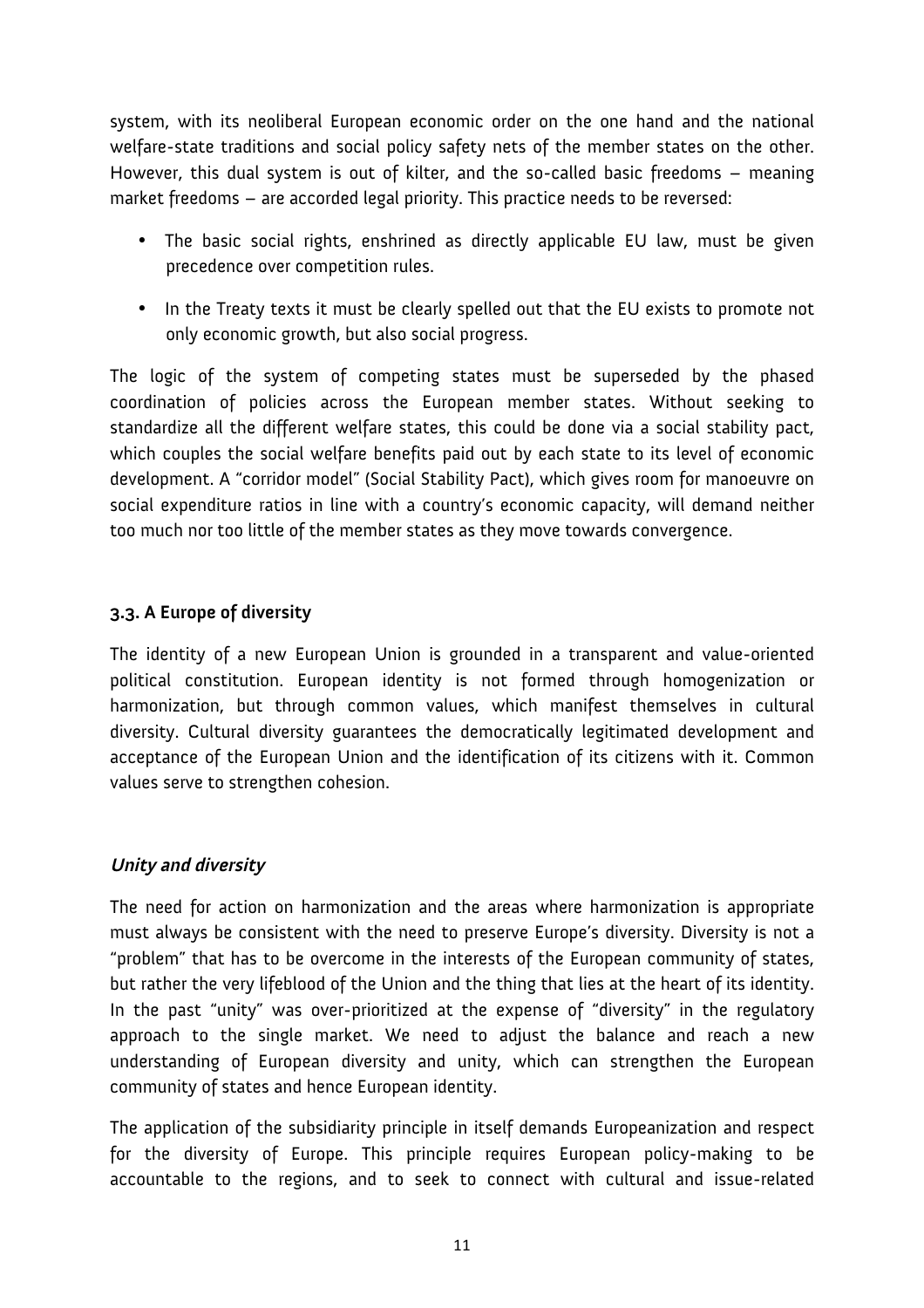system, with its neoliberal European economic order on the one hand and the national welfare-state traditions and social policy safety nets of the member states on the other. However, this dual system is out of kilter, and the so-called basic freedoms – meaning market freedoms – are accorded legal priority. This practice needs to be reversed:

- The basic social rights, enshrined as directly applicable EU law, must be given precedence over competition rules.
- In the Treaty texts it must be clearly spelled out that the EU exists to promote not only economic growth, but also social progress.

The logic of the system of competing states must be superseded by the phased coordination of policies across the European member states. Without seeking to standardize all the different welfare states, this could be done via a social stability pact, which couples the social welfare benefits paid out by each state to its level of economic development. A "corridor model" (Social Stability Pact), which gives room for manoeuvre on social expenditure ratios in line with a country's economic capacity, will demand neither too much nor too little of the member states as they move towards convergence.

### 3.3. A Europe of diversity

The identity of a new European Union is grounded in a transparent and value-oriented political constitution. European identity is not formed through homogenization or harmonization, but through common values, which manifest themselves in cultural diversity. Cultural diversity guarantees the democratically legitimated development and acceptance of the European Union and the identification of its citizens with it. Common values serve to strengthen cohesion.

#### *Unity and diversity*

The need for action on harmonization and the areas where harmonization is appropriate must always be consistent with the need to preserve Europe's diversity. Diversity is not a "problem" that has to be overcome in the interests of the European community of states, but rather the very lifeblood of the Union and the thing that lies at the heart of its identity. In the past "unity" was over-prioritized at the expense of "diversity" in the regulatory approach to the single market. We need to adjust the balance and reach a new understanding of European diversity and unity, which can strengthen the European community of states and hence European identity.

The application of the subsidiarity principle in itself demands Europeanization and respect for the diversity of Europe. This principle requires European policy-making to be accountable to the regions, and to seek to connect with cultural and issue-related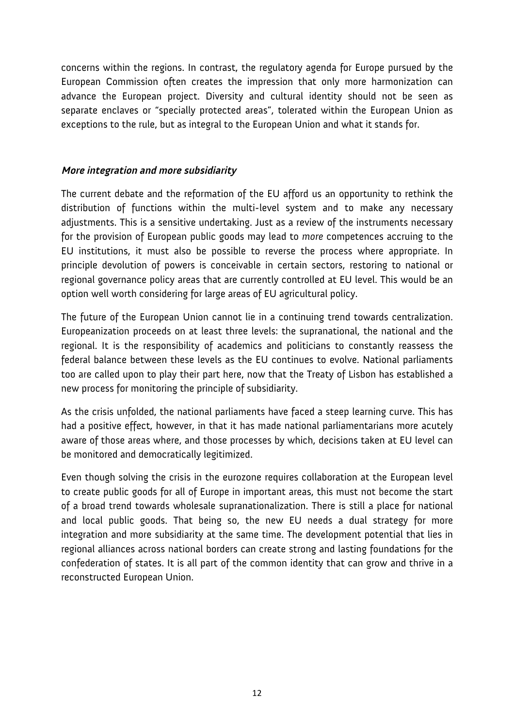concerns within the regions. In contrast, the regulatory agenda for Europe pursued by the European Commission often creates the impression that only more harmonization can advance the European project. Diversity and cultural identity should not be seen as separate enclaves or "specially protected areas", tolerated within the European Union as exceptions to the rule, but as integral to the European Union and what it stands for.

### *More integration and more subsidiarity*

The current debate and the reformation of the EU afford us an opportunity to rethink the distribution of functions within the multi-level system and to make any necessary adjustments. This is a sensitive undertaking. Just as a review of the instruments necessary for the provision of European public goods may lead to *more* competences accruing to the EU institutions, it must also be possible to reverse the process where appropriate. In principle devolution of powers is conceivable in certain sectors, restoring to national or regional governance policy areas that are currently controlled at EU level. This would be an option well worth considering for large areas of EU agricultural policy.

The future of the European Union cannot lie in a continuing trend towards centralization. Europeanization proceeds on at least three levels: the supranational, the national and the regional. It is the responsibility of academics and politicians to constantly reassess the federal balance between these levels as the EU continues to evolve. National parliaments too are called upon to play their part here, now that the Treaty of Lisbon has established a new process for monitoring the principle of subsidiarity.

As the crisis unfolded, the national parliaments have faced a steep learning curve. This has had a positive effect, however, in that it has made national parliamentarians more acutely aware of those areas where, and those processes by which, decisions taken at EU level can be monitored and democratically legitimized.

Even though solving the crisis in the eurozone requires collaboration at the European level to create public goods for all of Europe in important areas, this must not become the start of a broad trend towards wholesale supranationalization. There is still a place for national and local public goods. That being so, the new EU needs a dual strategy for more integration and more subsidiarity at the same time. The development potential that lies in regional alliances across national borders can create strong and lasting foundations for the confederation of states. It is all part of the common identity that can grow and thrive in a reconstructed European Union.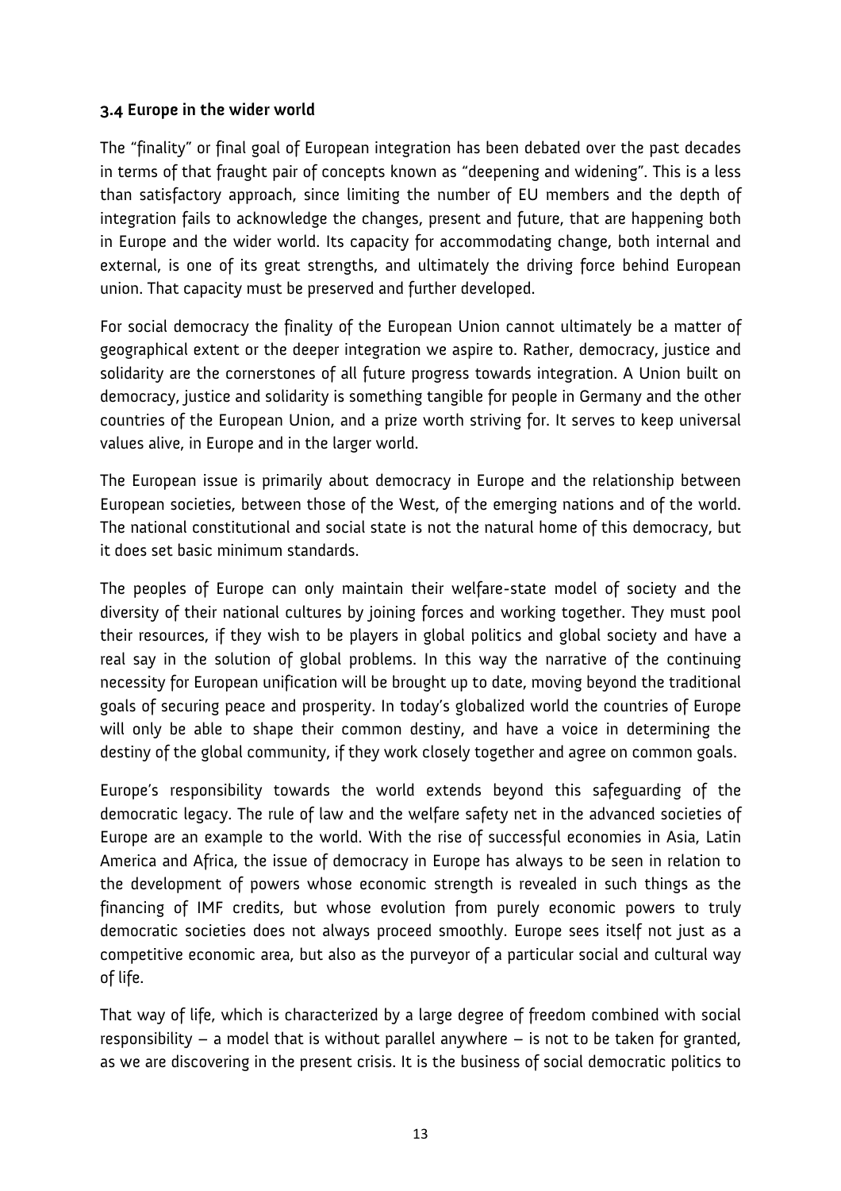### 3.4 Europe in the wider world

The "finality" or final goal of European integration has been debated over the past decades in terms of that fraught pair of concepts known as "deepening and widening". This is a less than satisfactory approach, since limiting the number of EU members and the depth of integration fails to acknowledge the changes, present and future, that are happening both in Europe and the wider world. Its capacity for accommodating change, both internal and external, is one of its great strengths, and ultimately the driving force behind European union. That capacity must be preserved and further developed.

For social democracy the finality of the European Union cannot ultimately be a matter of geographical extent or the deeper integration we aspire to. Rather, democracy, justice and solidarity are the cornerstones of all future progress towards integration. A Union built on democracy, justice and solidarity is something tangible for people in Germany and the other countries of the European Union, and a prize worth striving for. It serves to keep universal values alive, in Europe and in the larger world.

The European issue is primarily about democracy in Europe and the relationship between European societies, between those of the West, of the emerging nations and of the world. The national constitutional and social state is not the natural home of this democracy, but it does set basic minimum standards.

The peoples of Europe can only maintain their welfare-state model of society and the diversity of their national cultures by joining forces and working together. They must pool their resources, if they wish to be players in global politics and global society and have a real say in the solution of global problems. In this way the narrative of the continuing necessity for European unification will be brought up to date, moving beyond the traditional goals of securing peace and prosperity. In today's globalized world the countries of Europe will only be able to shape their common destiny, and have a voice in determining the destiny of the global community, if they work closely together and agree on common goals.

Europe's responsibility towards the world extends beyond this safeguarding of the democratic legacy. The rule of law and the welfare safety net in the advanced societies of Europe are an example to the world. With the rise of successful economies in Asia, Latin America and Africa, the issue of democracy in Europe has always to be seen in relation to the development of powers whose economic strength is revealed in such things as the financing of IMF credits, but whose evolution from purely economic powers to truly democratic societies does not always proceed smoothly. Europe sees itself not just as a competitive economic area, but also as the purveyor of a particular social and cultural way of life.

That way of life, which is characterized by a large degree of freedom combined with social responsibility – a model that is without parallel anywhere – is not to be taken for granted, as we are discovering in the present crisis. It is the business of social democratic politics to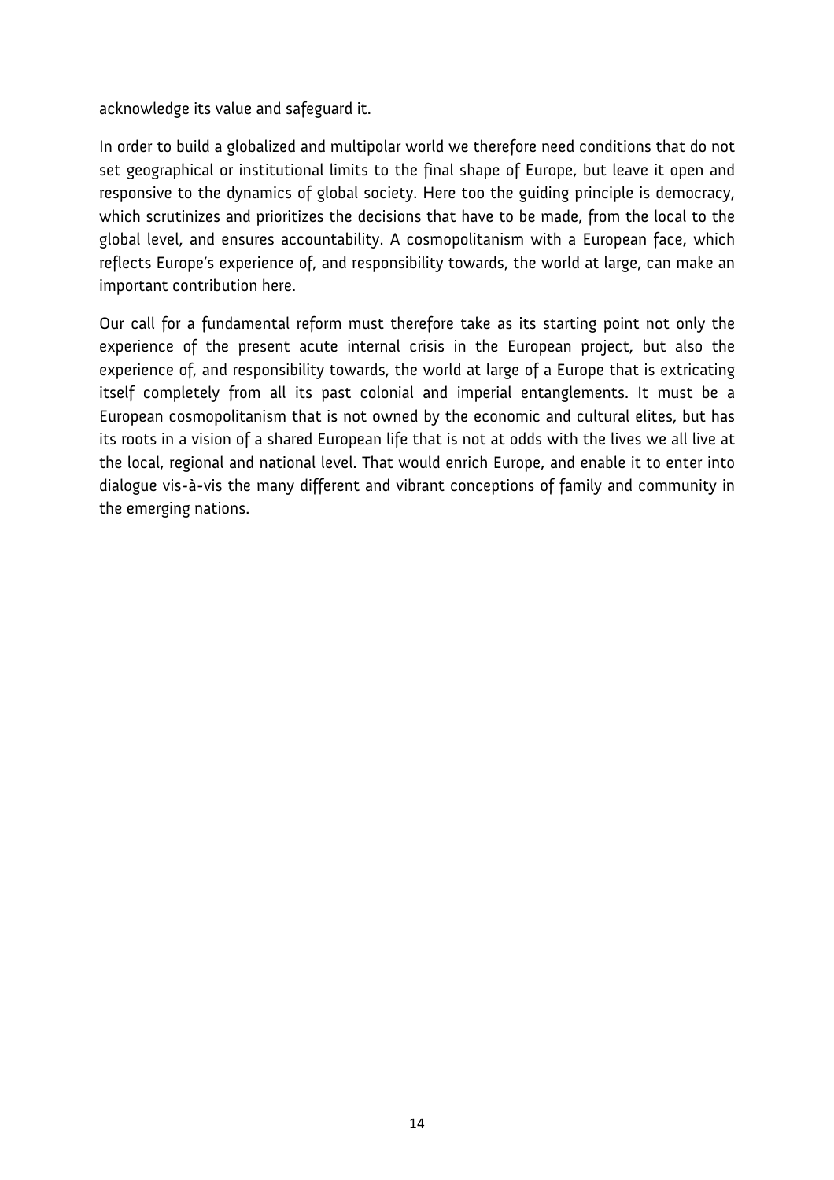acknowledge its value and safeguard it.

In order to build a globalized and multipolar world we therefore need conditions that do not set geographical or institutional limits to the final shape of Europe, but leave it open and responsive to the dynamics of global society. Here too the guiding principle is democracy, which scrutinizes and prioritizes the decisions that have to be made, from the local to the global level, and ensures accountability. A cosmopolitanism with a European face, which reflects Europe's experience of, and responsibility towards, the world at large, can make an important contribution here.

Our call for a fundamental reform must therefore take as its starting point not only the experience of the present acute internal crisis in the European project, but also the experience of, and responsibility towards, the world at large of a Europe that is extricating itself completely from all its past colonial and imperial entanglements. It must be a European cosmopolitanism that is not owned by the economic and cultural elites, but has its roots in a vision of a shared European life that is not at odds with the lives we all live at the local, regional and national level. That would enrich Europe, and enable it to enter into dialogue vis-à-vis the many different and vibrant conceptions of family and community in the emerging nations.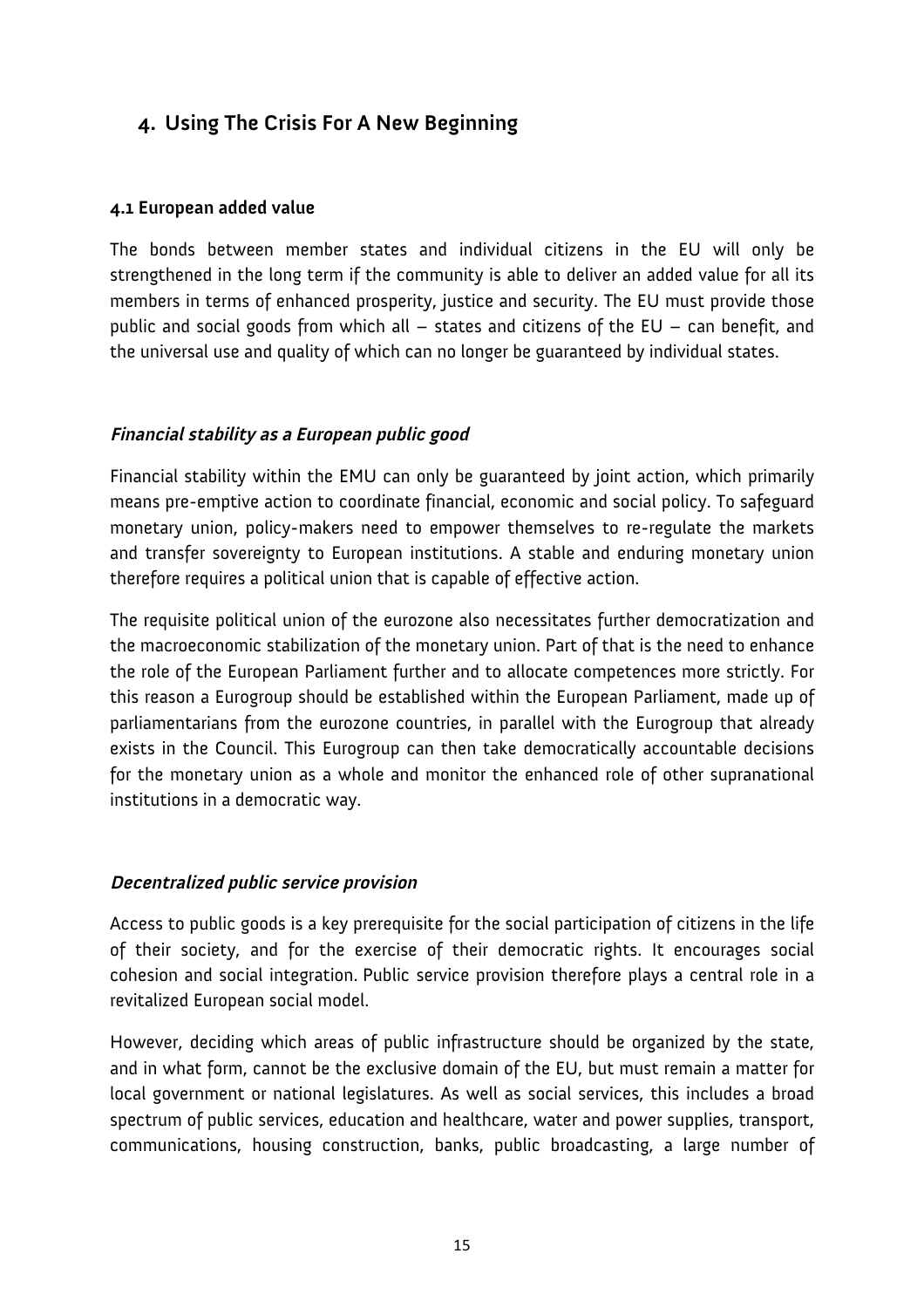## 4. Using The Crisis For A New Beginning

### 4.1 European added value

The bonds between member states and individual citizens in the EU will only be strengthened in the long term if the community is able to deliver an added value for all its members in terms of enhanced prosperity, justice and security. The EU must provide those public and social goods from which all – states and citizens of the EU – can benefit, and the universal use and quality of which can no longer be guaranteed by individual states.

#### *Financial stability as a European public good*

Financial stability within the EMU can only be guaranteed by joint action, which primarily means pre-emptive action to coordinate financial, economic and social policy. To safeguard monetary union, policy-makers need to empower themselves to re-regulate the markets and transfer sovereignty to European institutions. A stable and enduring monetary union therefore requires a political union that is capable of effective action.

The requisite political union of the eurozone also necessitates further democratization and the macroeconomic stabilization of the monetary union. Part of that is the need to enhance the role of the European Parliament further and to allocate competences more strictly. For this reason a Eurogroup should be established within the European Parliament, made up of parliamentarians from the eurozone countries, in parallel with the Eurogroup that already exists in the Council. This Eurogroup can then take democratically accountable decisions for the monetary union as a whole and monitor the enhanced role of other supranational institutions in a democratic way.

#### *Decentralized public service provision*

Access to public goods is a key prerequisite for the social participation of citizens in the life of their society, and for the exercise of their democratic rights. It encourages social cohesion and social integration. Public service provision therefore plays a central role in a revitalized European social model.

However, deciding which areas of public infrastructure should be organized by the state, and in what form, cannot be the exclusive domain of the EU, but must remain a matter for local government or national legislatures. As well as social services, this includes a broad spectrum of public services, education and healthcare, water and power supplies, transport, communications, housing construction, banks, public broadcasting, a large number of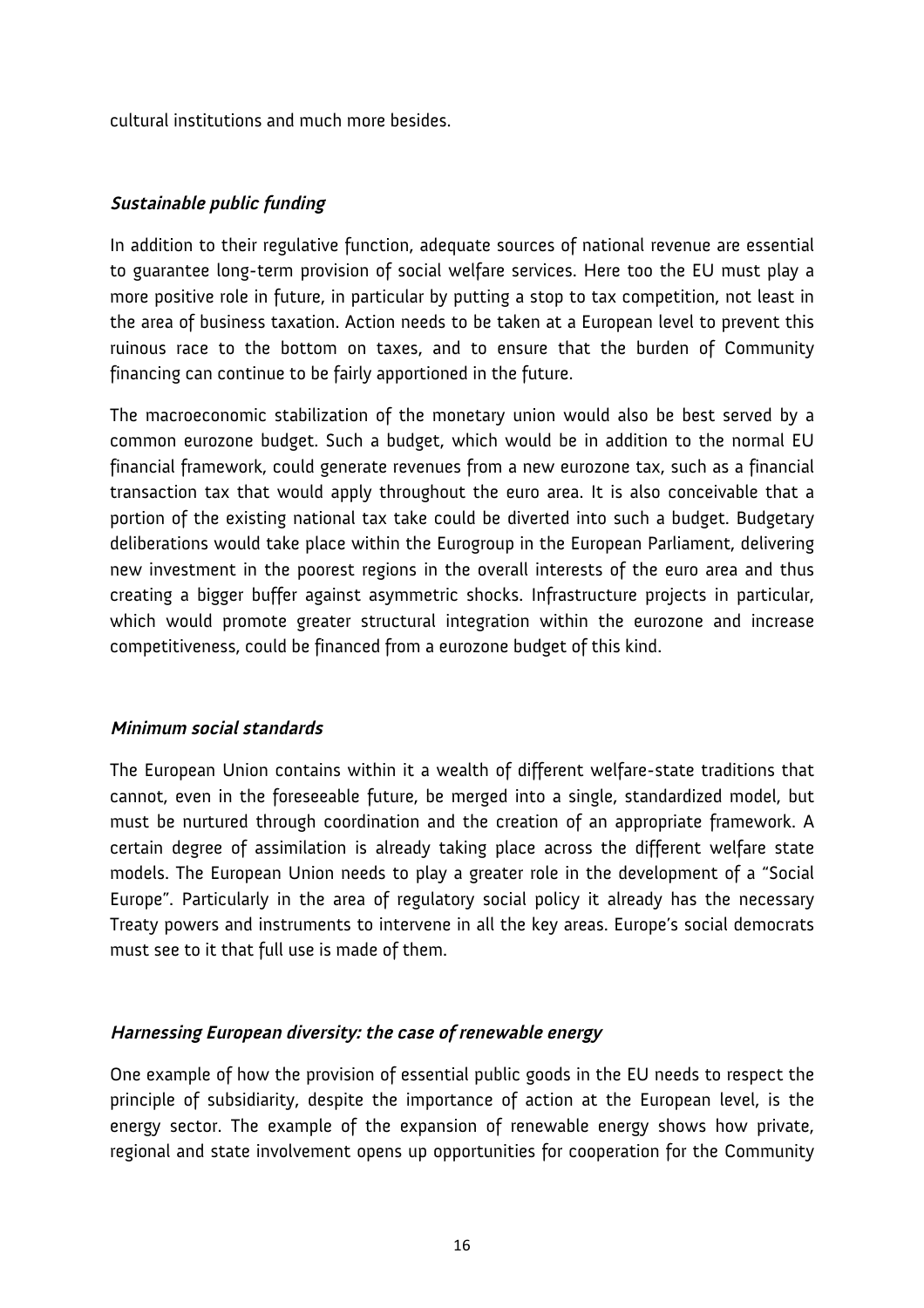cultural institutions and much more besides.

### *Sustainable public funding*

In addition to their regulative function, adequate sources of national revenue are essential to guarantee long-term provision of social welfare services. Here too the EU must play a more positive role in future, in particular by putting a stop to tax competition, not least in the area of business taxation. Action needs to be taken at a European level to prevent this ruinous race to the bottom on taxes, and to ensure that the burden of Community financing can continue to be fairly apportioned in the future.

The macroeconomic stabilization of the monetary union would also be best served by a common eurozone budget. Such a budget, which would be in addition to the normal EU financial framework, could generate revenues from a new eurozone tax, such as a financial transaction tax that would apply throughout the euro area. It is also conceivable that a portion of the existing national tax take could be diverted into such a budget. Budgetary deliberations would take place within the Eurogroup in the European Parliament, delivering new investment in the poorest regions in the overall interests of the euro area and thus creating a bigger buffer against asymmetric shocks. Infrastructure projects in particular, which would promote greater structural integration within the eurozone and increase competitiveness, could be financed from a eurozone budget of this kind.

### *Minimum social standards*

The European Union contains within it a wealth of different welfare-state traditions that cannot, even in the foreseeable future, be merged into a single, standardized model, but must be nurtured through coordination and the creation of an appropriate framework. A certain degree of assimilation is already taking place across the different welfare state models. The European Union needs to play a greater role in the development of a "Social Europe". Particularly in the area of regulatory social policy it already has the necessary Treaty powers and instruments to intervene in all the key areas. Europe's social democrats must see to it that full use is made of them.

### *Harnessing European diversity: the case of renewable energy*

One example of how the provision of essential public goods in the EU needs to respect the principle of subsidiarity, despite the importance of action at the European level, is the energy sector. The example of the expansion of renewable energy shows how private, regional and state involvement opens up opportunities for cooperation for the Community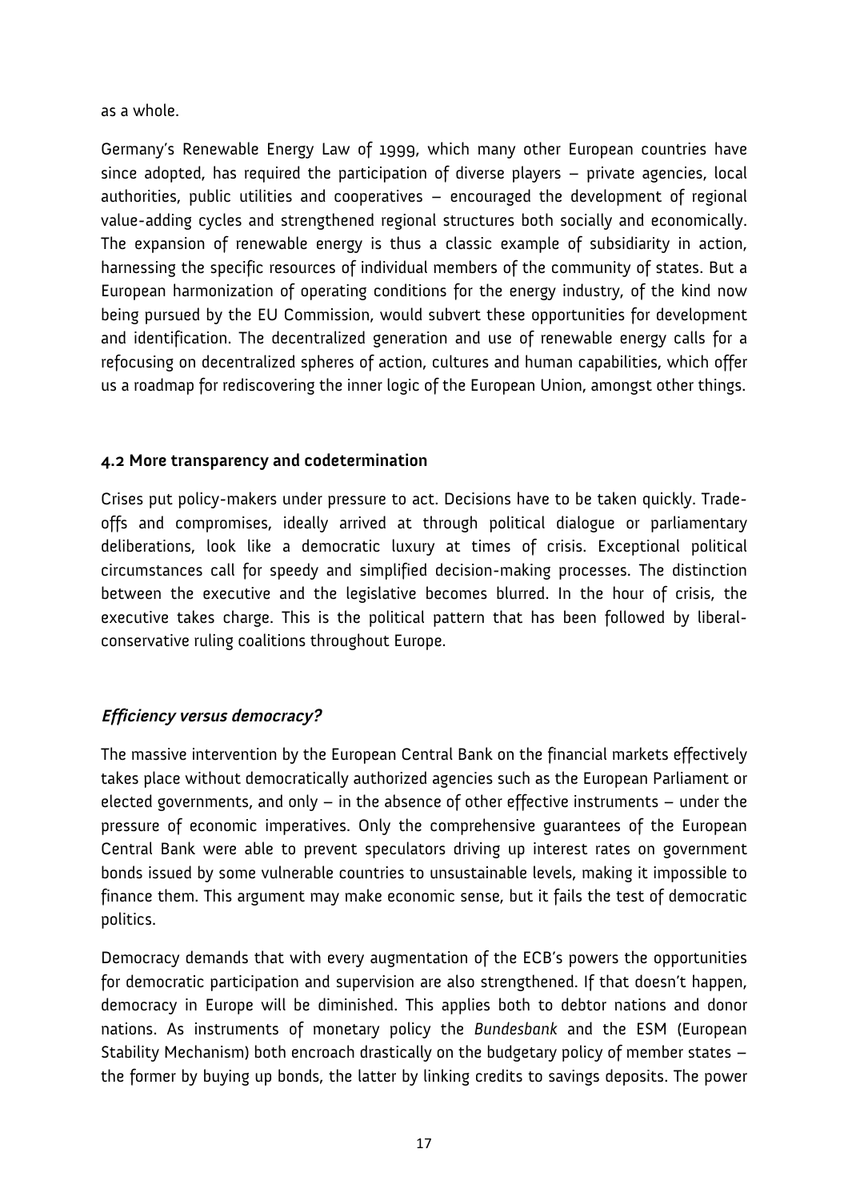as a whole.

Germany's Renewable Energy Law of 1999, which many other European countries have since adopted, has required the participation of diverse players – private agencies, local authorities, public utilities and cooperatives – encouraged the development of regional value-adding cycles and strengthened regional structures both socially and economically. The expansion of renewable energy is thus a classic example of subsidiarity in action, harnessing the specific resources of individual members of the community of states. But a European harmonization of operating conditions for the energy industry, of the kind now being pursued by the EU Commission, would subvert these opportunities for development and identification. The decentralized generation and use of renewable energy calls for a refocusing on decentralized spheres of action, cultures and human capabilities, which offer us a roadmap for rediscovering the inner logic of the European Union, amongst other things.

### 4.2 More transparency and codetermination

Crises put policy-makers under pressure to act. Decisions have to be taken quickly. Trade-offs and compromises, ideally arrived at through political dialogue or parliamentary deliberations, look like a democratic luxury at times of crisis. Exceptional political circumstances call for speedy and simplified decision-making processes. The distinction between the executive and the legislative becomes blurred. In the hour of crisis, the executive takes charge. This is the political pattern that has been followed by liberal-conservative ruling coalitions throughout Europe.

#### *Efficiency versus democracy?*

The massive intervention by the European Central Bank on the financial markets effectively takes place without democratically authorized agencies such as the European Parliament or elected governments, and only – in the absence of other effective instruments – under the pressure of economic imperatives. Only the comprehensive guarantees of the European Central Bank were able to prevent speculators driving up interest rates on government bonds issued by some vulnerable countries to unsustainable levels, making it impossible to finance them. This argument may make economic sense, but it fails the test of democratic politics.

Democracy demands that with every augmentation of the ECB's powers the opportunities for democratic participation and supervision are also strengthened. If that doesn't happen, democracy in Europe will be diminished. This applies both to debtor nations and donor nations. As instruments of monetary policy the *Bundesbank* and the ESM (European Stability Mechanism) both encroach drastically on the budgetary policy of member states – the former by buying up bonds, the latter by linking credits to savings deposits. The power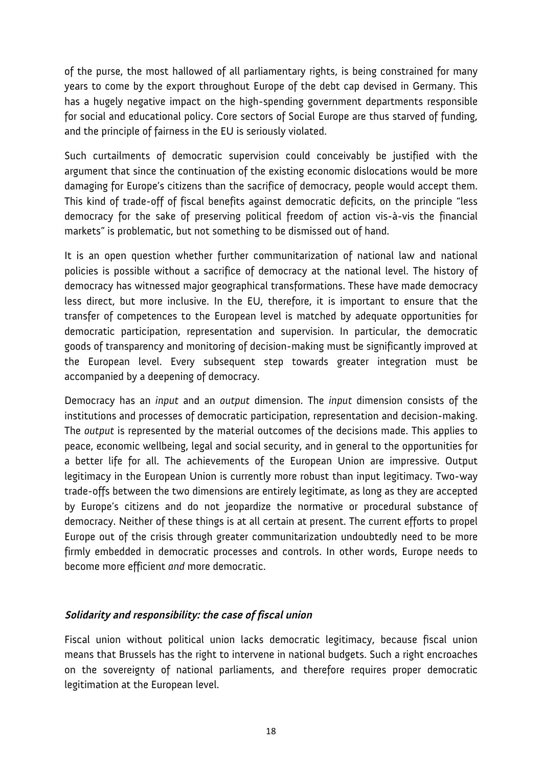of the purse, the most hallowed of all parliamentary rights, is being constrained for many years to come by the export throughout Europe of the debt cap devised in Germany. This has a hugely negative impact on the high-spending government departments responsible for social and educational policy. Core sectors of Social Europe are thus starved of funding, and the principle of fairness in the EU is seriously violated.

Such curtailments of democratic supervision could conceivably be justified with the argument that since the continuation of the existing economic dislocations would be more damaging for Europe's citizens than the sacrifice of democracy, people would accept them. This kind of trade-off of fiscal benefits against democratic deficits, on the principle "less democracy for the sake of preserving political freedom of action vis-à-vis the financial markets" is problematic, but not something to be dismissed out of hand.

It is an open question whether further communitarization of national law and national policies is possible without a sacrifice of democracy at the national level. The history of democracy has witnessed major geographical transformations. These have made democracy less direct, but more inclusive. In the EU, therefore, it is important to ensure that the transfer of competences to the European level is matched by adequate opportunities for democratic participation, representation and supervision. In particular, the democratic goods of transparency and monitoring of decision-making must be significantly improved at the European level. Every subsequent step towards greater integration must be accompanied by a deepening of democracy.

Democracy has an *input* and an *output* dimension. The *input* dimension consists of the institutions and processes of democratic participation, representation and decision-making. The *output* is represented by the material outcomes of the decisions made. This applies to peace, economic wellbeing, legal and social security, and in general to the opportunities for a better life for all. The achievements of the European Union are impressive. Output legitimacy in the European Union is currently more robust than input legitimacy. Two-way trade-offs between the two dimensions are entirely legitimate, as long as they are accepted by Europe's citizens and do not jeopardize the normative or procedural substance of democracy. Neither of these things is at all certain at present. The current efforts to propel Europe out of the crisis through greater communitarization undoubtedly need to be more firmly embedded in democratic processes and controls. In other words, Europe needs to become more efficient *and* more democratic.

### *Solidarity and responsibility: the case of fiscal union*

Fiscal union without political union lacks democratic legitimacy, because fiscal union means that Brussels has the right to intervene in national budgets. Such a right encroaches on the sovereignty of national parliaments, and therefore requires proper democratic legitimation at the European level.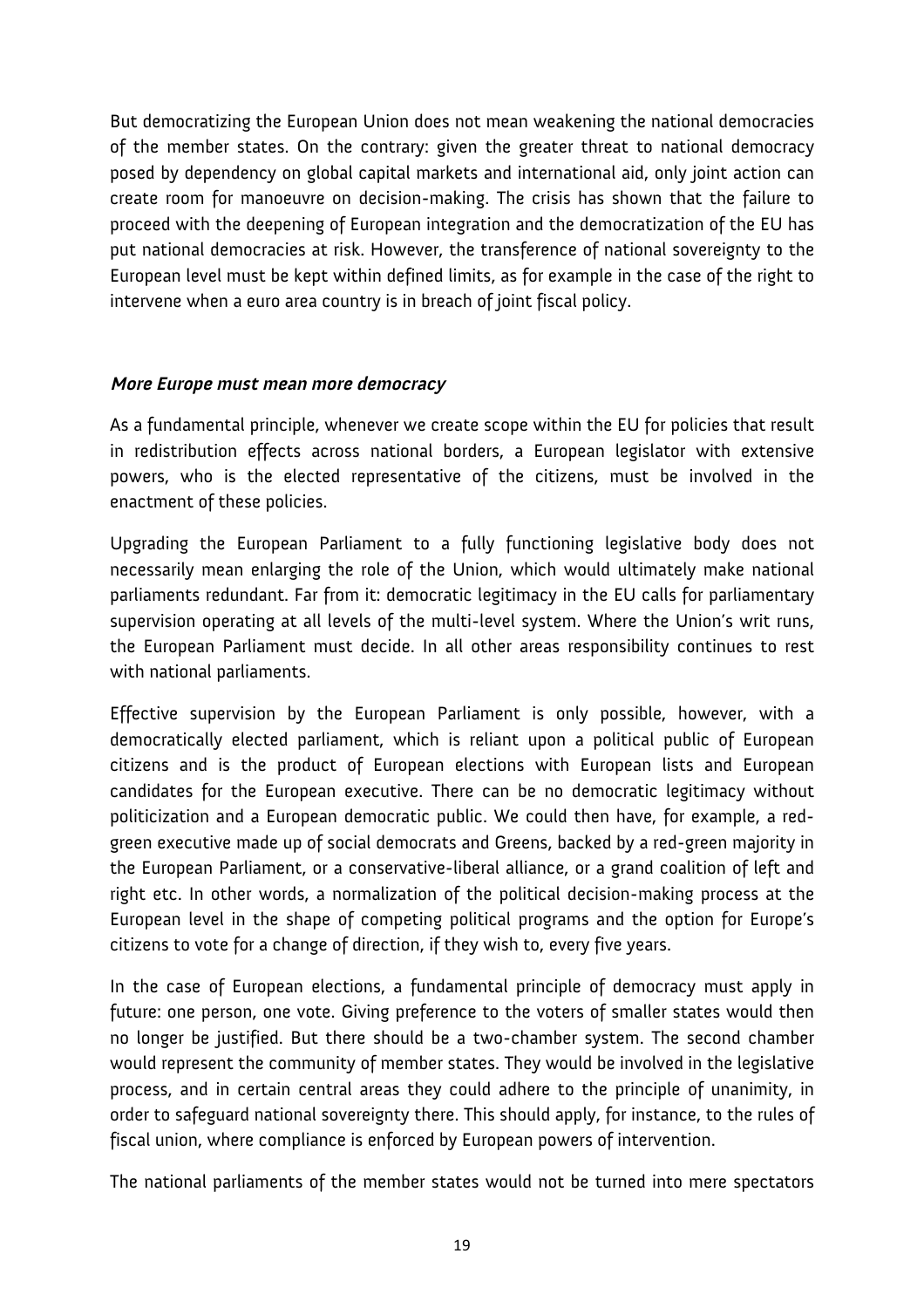But democratizing the European Union does not mean weakening the national democracies of the member states. On the contrary: given the greater threat to national democracy posed by dependency on global capital markets and international aid, only joint action can create room for manoeuvre on decision-making. The crisis has shown that the failure to proceed with the deepening of European integration and the democratization of the EU has put national democracies at risk. However, the transference of national sovereignty to the European level must be kept within defined limits, as for example in the case of the right to intervene when a euro area country is in breach of joint fiscal policy.

### *More Europe must mean more democracy*

As a fundamental principle, whenever we create scope within the EU for policies that result in redistribution effects across national borders, a European legislator with extensive powers, who is the elected representative of the citizens, must be involved in the enactment of these policies.

Upgrading the European Parliament to a fully functioning legislative body does not necessarily mean enlarging the role of the Union, which would ultimately make national parliaments redundant. Far from it: democratic legitimacy in the EU calls for parliamentary supervision operating at all levels of the multi-level system. Where the Union's writ runs, the European Parliament must decide. In all other areas responsibility continues to rest with national parliaments.

Effective supervision by the European Parliament is only possible, however, with a democratically elected parliament, which is reliant upon a political public of European citizens and is the product of European elections with European lists and European candidates for the European executive. There can be no democratic legitimacy without politicization and a European democratic public. We could then have, for example, a red-green executive made up of social democrats and Greens, backed by a red-green majority in the European Parliament, or a conservative-liberal alliance, or a grand coalition of left and right etc. In other words, a normalization of the political decision-making process at the European level in the shape of competing political programs and the option for Europe's citizens to vote for a change of direction, if they wish to, every five years.

In the case of European elections, a fundamental principle of democracy must apply in future: one person, one vote. Giving preference to the voters of smaller states would then no longer be justified. But there should be a two-chamber system. The second chamber would represent the community of member states. They would be involved in the legislative process, and in certain central areas they could adhere to the principle of unanimity, in order to safeguard national sovereignty there. This should apply, for instance, to the rules of fiscal union, where compliance is enforced by European powers of intervention.

The national parliaments of the member states would not be turned into mere spectators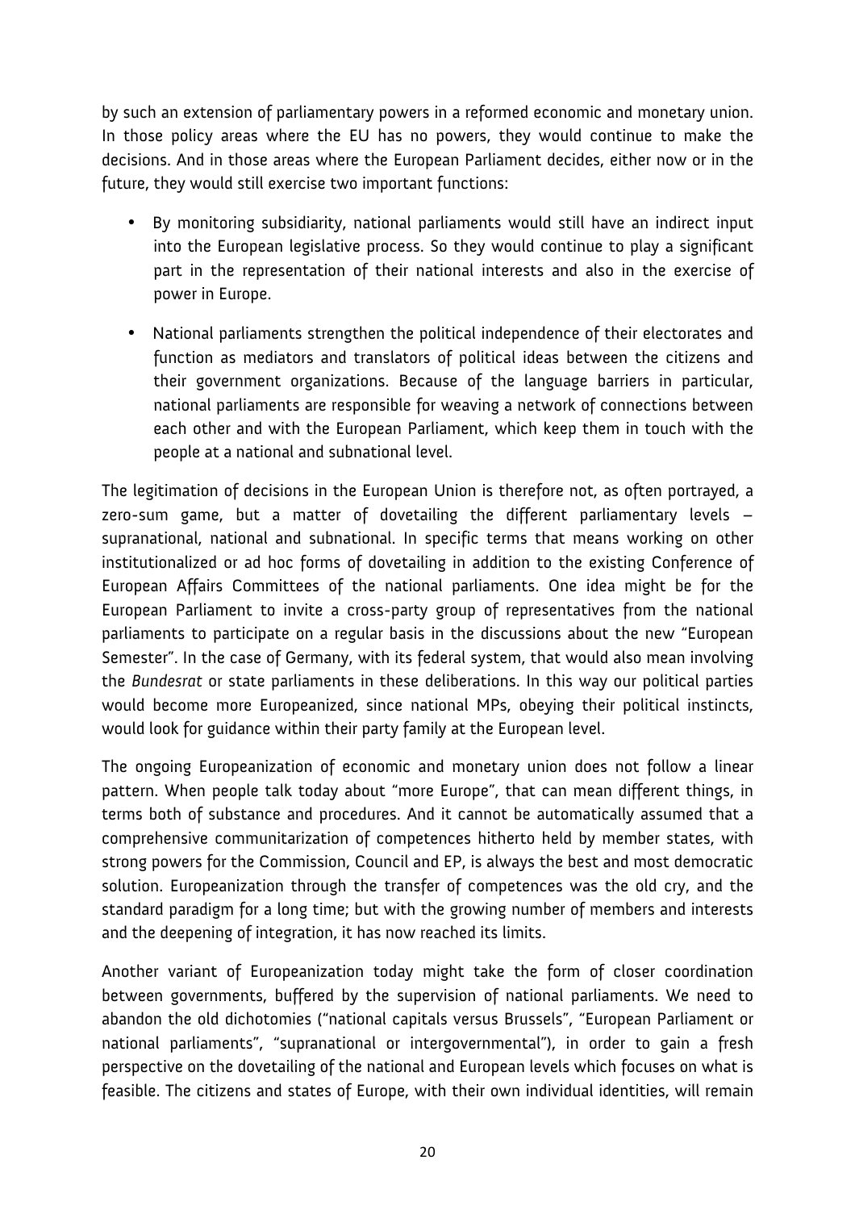by such an extension of parliamentary powers in a reformed economic and monetary union. In those policy areas where the EU has no powers, they would continue to make the decisions. And in those areas where the European Parliament decides, either now or in the future, they would still exercise two important functions:

- By monitoring subsidiarity, national parliaments would still have an indirect input into the European legislative process. So they would continue to play a significant part in the representation of their national interests and also in the exercise of power in Europe.
- National parliaments strengthen the political independence of their electorates and function as mediators and translators of political ideas between the citizens and their government organizations. Because of the language barriers in particular, national parliaments are responsible for weaving a network of connections between each other and with the European Parliament, which keep them in touch with the people at a national and subnational level.

The legitimation of decisions in the European Union is therefore not, as often portrayed, a zero-sum game, but a matter of dovetailing the different parliamentary levels – supranational, national and subnational. In specific terms that means working on other institutionalized or ad hoc forms of dovetailing in addition to the existing Conference of European Affairs Committees of the national parliaments. One idea might be for the European Parliament to invite a cross-party group of representatives from the national parliaments to participate on a regular basis in the discussions about the new "European Semester". In the case of Germany, with its federal system, that would also mean involving the *Bundesrat* or state parliaments in these deliberations. In this way our political parties would become more Europeanized, since national MPs, obeying their political instincts, would look for guidance within their party family at the European level.

The ongoing Europeanization of economic and monetary union does not follow a linear pattern. When people talk today about "more Europe", that can mean different things, in terms both of substance and procedures. And it cannot be automatically assumed that a comprehensive communitarization of competences hitherto held by member states, with strong powers for the Commission, Council and EP, is always the best and most democratic solution. Europeanization through the transfer of competences was the old cry, and the standard paradigm for a long time; but with the growing number of members and interests and the deepening of integration, it has now reached its limits.

Another variant of Europeanization today might take the form of closer coordination between governments, buffered by the supervision of national parliaments. We need to abandon the old dichotomies ("national capitals versus Brussels", "European Parliament or national parliaments", "supranational or intergovernmental"), in order to gain a fresh perspective on the dovetailing of the national and European levels which focuses on what is feasible. The citizens and states of Europe, with their own individual identities, will remain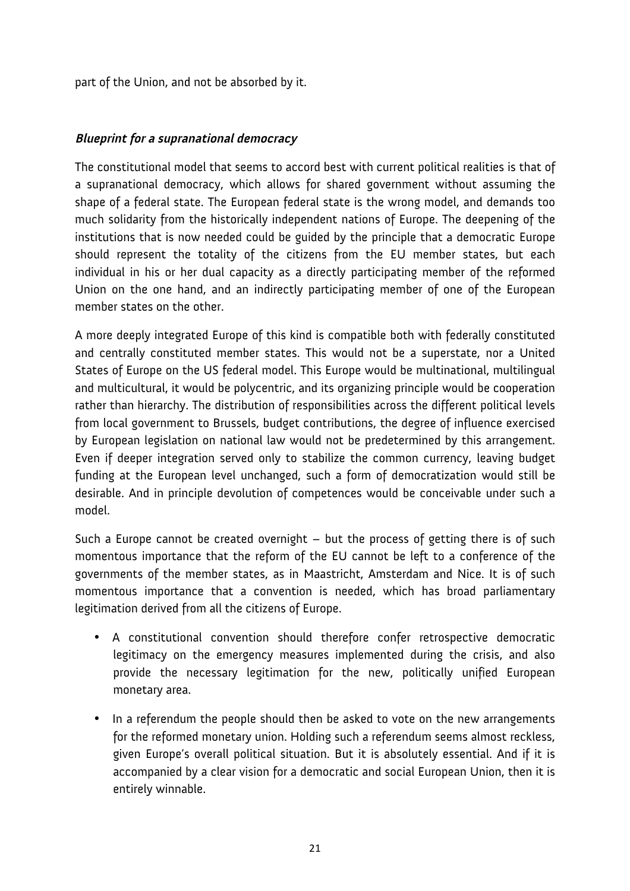part of the Union, and not be absorbed by it.

### *Blueprint for a supranational democracy*

The constitutional model that seems to accord best with current political realities is that of a supranational democracy, which allows for shared government without assuming the shape of a federal state. The European federal state is the wrong model, and demands too much solidarity from the historically independent nations of Europe. The deepening of the institutions that is now needed could be guided by the principle that a democratic Europe should represent the totality of the citizens from the EU member states, but each individual in his or her dual capacity as a directly participating member of the reformed Union on the one hand, and an indirectly participating member of one of the European member states on the other.

A more deeply integrated Europe of this kind is compatible both with federally constituted and centrally constituted member states. This would not be a superstate, nor a United States of Europe on the US federal model. This Europe would be multinational, multilingual and multicultural, it would be polycentric, and its organizing principle would be cooperation rather than hierarchy. The distribution of responsibilities across the different political levels from local government to Brussels, budget contributions, the degree of influence exercised by European legislation on national law would not be predetermined by this arrangement. Even if deeper integration served only to stabilize the common currency, leaving budget funding at the European level unchanged, such a form of democratization would still be desirable. And in principle devolution of competences would be conceivable under such a model.

Such a Europe cannot be created overnight – but the process of getting there is of such momentous importance that the reform of the EU cannot be left to a conference of the governments of the member states, as in Maastricht, Amsterdam and Nice. It is of such momentous importance that a convention is needed, which has broad parliamentary legitimation derived from all the citizens of Europe.

- A constitutional convention should therefore confer retrospective democratic legitimacy on the emergency measures implemented during the crisis, and also provide the necessary legitimation for the new, politically unified European monetary area.
- In a referendum the people should then be asked to vote on the new arrangements for the reformed monetary union. Holding such a referendum seems almost reckless, given Europe's overall political situation. But it is absolutely essential. And if it is accompanied by a clear vision for a democratic and social European Union, then it is entirely winnable.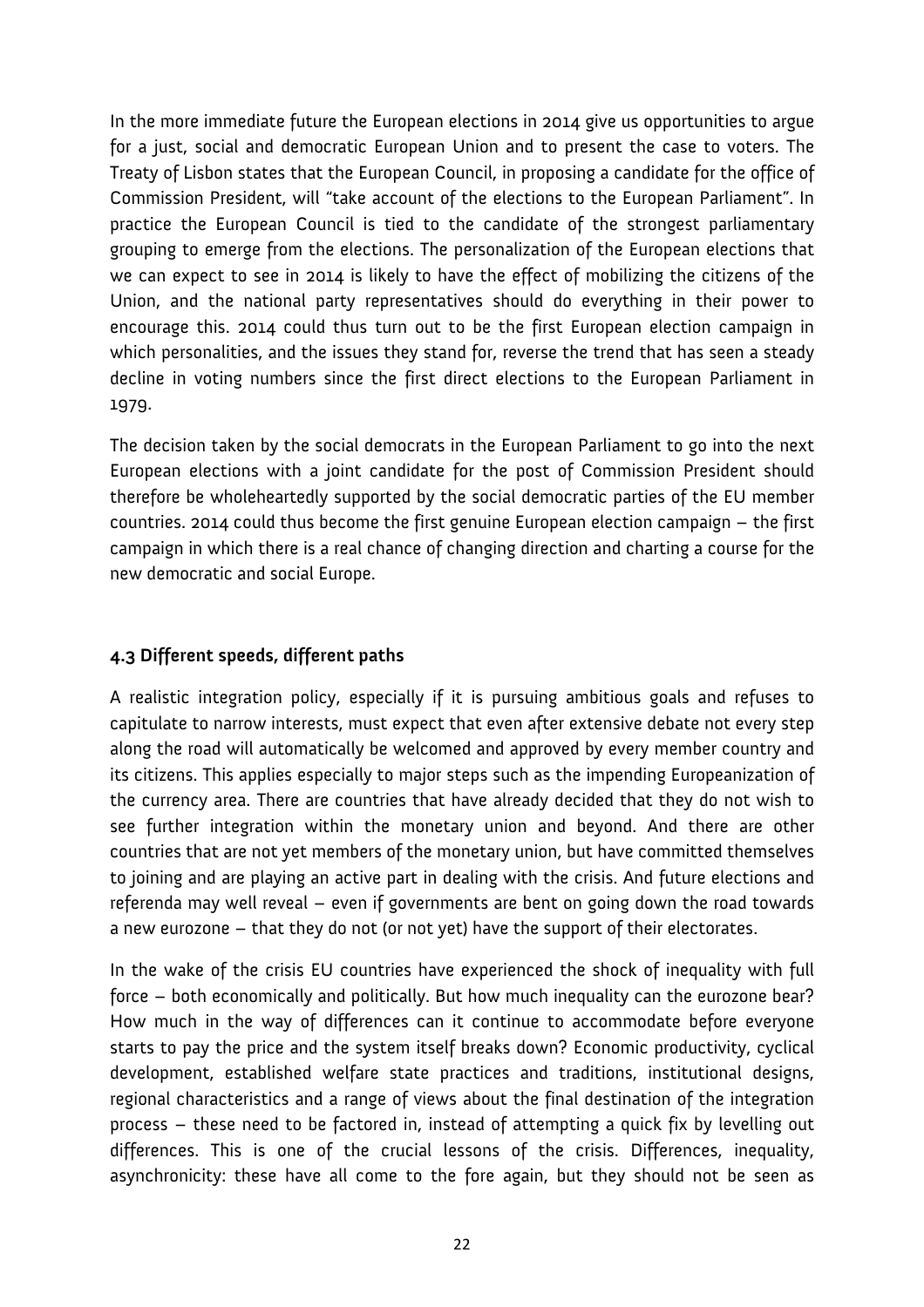In the more immediate future the European elections in 2014 give us opportunities to argue for a just, social and democratic European Union and to present the case to voters. The Treaty of Lisbon states that the European Council, in proposing a candidate for the office of Commission President, will "take account of the elections to the European Parliament". In practice the European Council is tied to the candidate of the strongest parliamentary grouping to emerge from the elections. The personalization of the European elections that we can expect to see in 2014 is likely to have the effect of mobilizing the citizens of the Union, and the national party representatives should do everything in their power to encourage this. 2014 could thus turn out to be the first European election campaign in which personalities, and the issues they stand for, reverse the trend that has seen a steady decline in voting numbers since the first direct elections to the European Parliament in 1979.

The decision taken by the social democrats in the European Parliament to go into the next European elections with a joint candidate for the post of Commission President should therefore be wholeheartedly supported by the social democratic parties of the EU member countries. 2014 could thus become the first genuine European election campaign – the first campaign in which there is a real chance of changing direction and charting a course for the new democratic and social Europe.

### 4.3 Different speeds, different paths

A realistic integration policy, especially if it is pursuing ambitious goals and refuses to capitulate to narrow interests, must expect that even after extensive debate not every step along the road will automatically be welcomed and approved by every member country and its citizens. This applies especially to major steps such as the impending Europeanization of the currency area. There are countries that have already decided that they do not wish to see further integration within the monetary union and beyond. And there are other countries that are not yet members of the monetary union, but have committed themselves to joining and are playing an active part in dealing with the crisis. And future elections and referenda may well reveal – even if governments are bent on going down the road towards a new eurozone – that they do not (or not yet) have the support of their electorates.

In the wake of the crisis EU countries have experienced the shock of inequality with full force – both economically and politically. But how much inequality can the eurozone bear? How much in the way of differences can it continue to accommodate before everyone starts to pay the price and the system itself breaks down? Economic productivity, cyclical development, established welfare state practices and traditions, institutional designs, regional characteristics and a range of views about the final destination of the integration process – these need to be factored in, instead of attempting a quick fix by levelling out differences. This is one of the crucial lessons of the crisis. Differences, inequality, asynchronicity: these have all come to the fore again, but they should not be seen as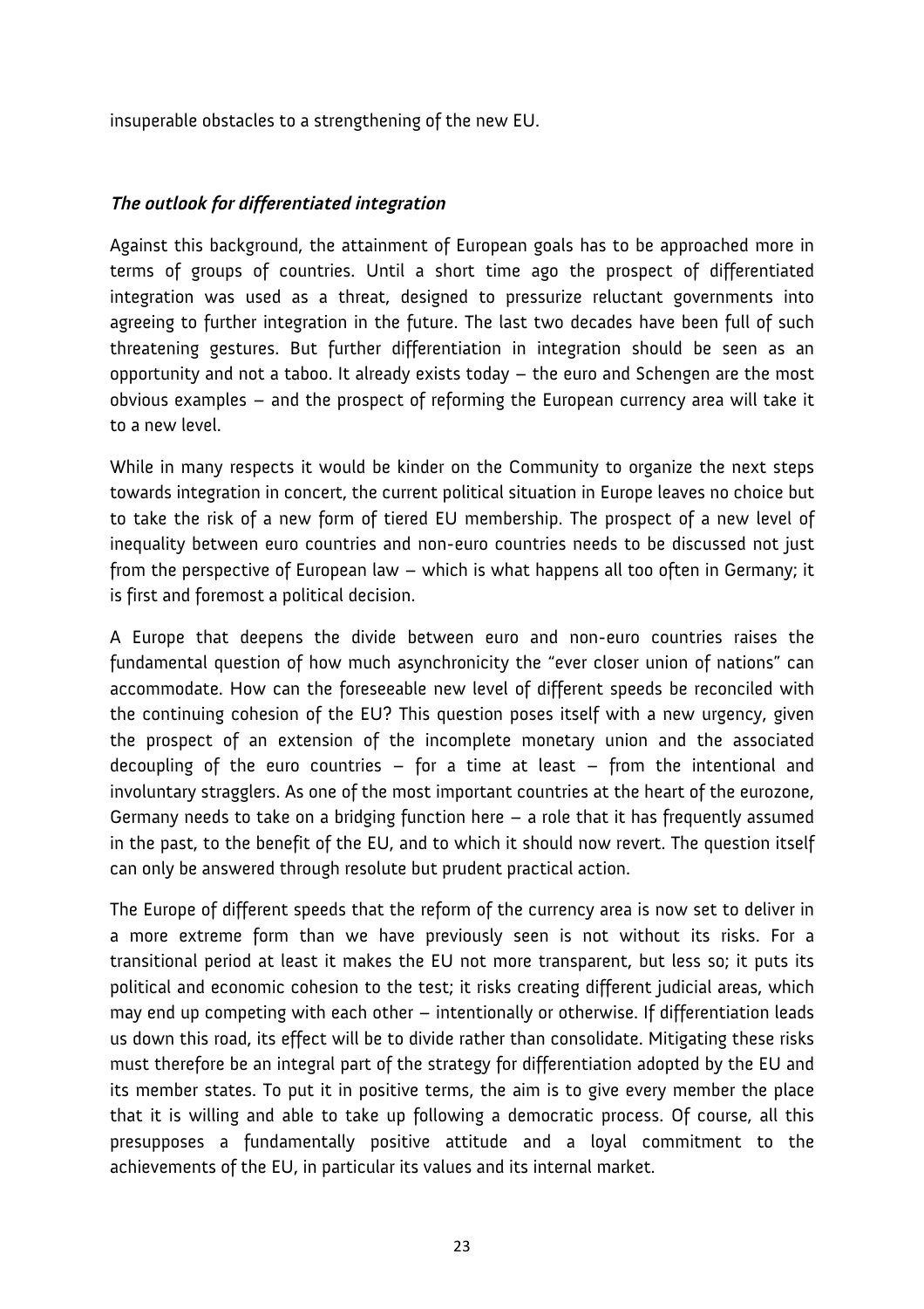insuperable obstacles to a strengthening of the new EU.

### *The outlook for differentiated integration*

Against this background, the attainment of European goals has to be approached more in terms of groups of countries. Until a short time ago the prospect of differentiated integration was used as a threat, designed to pressurize reluctant governments into agreeing to further integration in the future. The last two decades have been full of such threatening gestures. But further differentiation in integration should be seen as an opportunity and not a taboo. It already exists today – the euro and Schengen are the most obvious examples – and the prospect of reforming the European currency area will take it to a new level.

While in many respects it would be kinder on the Community to organize the next steps towards integration in concert, the current political situation in Europe leaves no choice but to take the risk of a new form of tiered EU membership. The prospect of a new level of inequality between euro countries and non-euro countries needs to be discussed not just from the perspective of European law – which is what happens all too often in Germany; it is first and foremost a political decision.

A Europe that deepens the divide between euro and non-euro countries raises the fundamental question of how much asynchronicity the "ever closer union of nations" can accommodate. How can the foreseeable new level of different speeds be reconciled with the continuing cohesion of the EU? This question poses itself with a new urgency, given the prospect of an extension of the incomplete monetary union and the associated decoupling of the euro countries – for a time at least – from the intentional and involuntary stragglers. As one of the most important countries at the heart of the eurozone, Germany needs to take on a bridging function here – a role that it has frequently assumed in the past, to the benefit of the EU, and to which it should now revert. The question itself can only be answered through resolute but prudent practical action.

The Europe of different speeds that the reform of the currency area is now set to deliver in a more extreme form than we have previously seen is not without its risks. For a transitional period at least it makes the EU not more transparent, but less so; it puts its political and economic cohesion to the test; it risks creating different judicial areas, which may end up competing with each other – intentionally or otherwise. If differentiation leads us down this road, its effect will be to divide rather than consolidate. Mitigating these risks must therefore be an integral part of the strategy for differentiation adopted by the EU and its member states. To put it in positive terms, the aim is to give every member the place that it is willing and able to take up following a democratic process. Of course, all this presupposes a fundamentally positive attitude and a loyal commitment to the achievements of the EU, in particular its values and its internal market.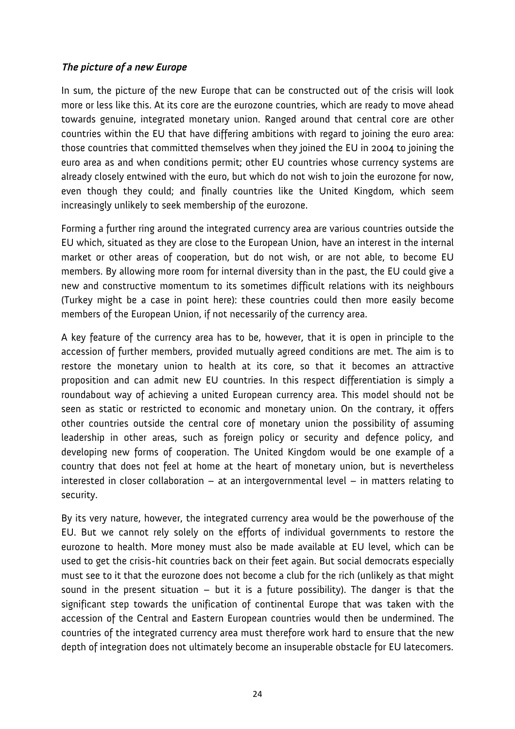***The picture of a new Europe***

In sum, the picture of the new Europe that can be constructed out of the crisis will look more or less like this. At its core are the eurozone countries, which are ready to move ahead towards genuine, integrated monetary union. Ranged around that central core are other countries within the EU that have differing ambitions with regard to joining the euro area: those countries that committed themselves when they joined the EU in 2004 to joining the euro area as and when conditions permit; other EU countries whose currency systems are already closely entwined with the euro, but which do not wish to join the eurozone for now, even though they could; and finally countries like the United Kingdom, which seem increasingly unlikely to seek membership of the eurozone.

Forming a further ring around the integrated currency area are various countries outside the EU which, situated as they are close to the European Union, have an interest in the internal market or other areas of cooperation, but do not wish, or are not able, to become EU members. By allowing more room for internal diversity than in the past, the EU could give a new and constructive momentum to its sometimes difficult relations with its neighbours (Turkey might be a case in point here): these countries could then more easily become members of the European Union, if not necessarily of the currency area.

A key feature of the currency area has to be, however, that it is open in principle to the accession of further members, provided mutually agreed conditions are met. The aim is to restore the monetary union to health at its core, so that it becomes an attractive proposition and can admit new EU countries. In this respect differentiation is simply a roundabout way of achieving a united European currency area. This model should not be seen as static or restricted to economic and monetary union. On the contrary, it offers other countries outside the central core of monetary union the possibility of assuming leadership in other areas, such as foreign policy or security and defence policy, and developing new forms of cooperation. The United Kingdom would be one example of a country that does not feel at home at the heart of monetary union, but is nevertheless interested in closer collaboration – at an intergovernmental level – in matters relating to security.

By its very nature, however, the integrated currency area would be the powerhouse of the EU. But we cannot rely solely on the efforts of individual governments to restore the eurozone to health. More money must also be made available at EU level, which can be used to get the crisis-hit countries back on their feet again. But social democrats especially must see to it that the eurozone does not become a club for the rich (unlikely as that might sound in the present situation – but it is a future possibility). The danger is that the significant step towards the unification of continental Europe that was taken with the accession of the Central and Eastern European countries would then be undermined. The countries of the integrated currency area must therefore work hard to ensure that the new depth of integration does not ultimately become an insuperable obstacle for EU latecomers.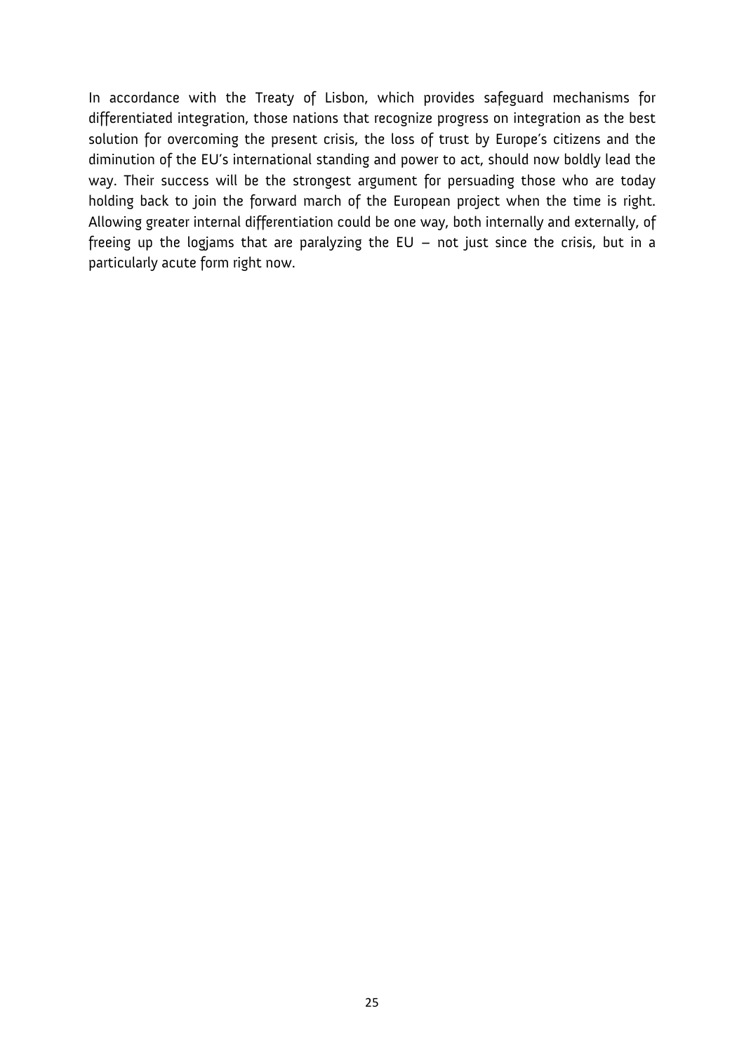In accordance with the Treaty of Lisbon, which provides safeguard mechanisms for differentiated integration, those nations that recognize progress on integration as the best solution for overcoming the present crisis, the loss of trust by Europe's citizens and the diminution of the EU's international standing and power to act, should now boldly lead the way. Their success will be the strongest argument for persuading those who are today holding back to join the forward march of the European project when the time is right. Allowing greater internal differentiation could be one way, both internally and externally, of freeing up the logjams that are paralyzing the EU – not just since the crisis, but in a particularly acute form right now.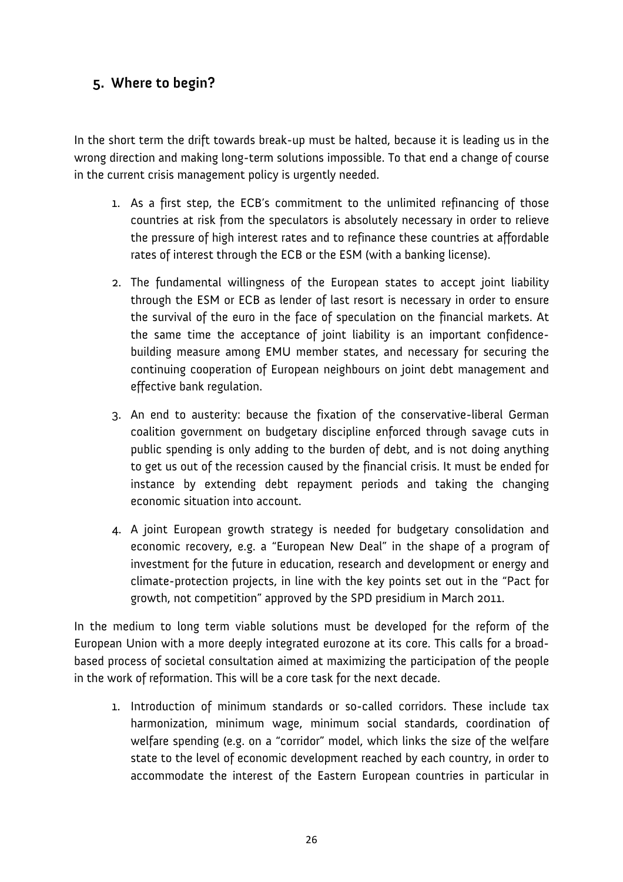## 5. Where to begin?

In the short term the drift towards break-up must be halted, because it is leading us in the wrong direction and making long-term solutions impossible. To that end a change of course in the current crisis management policy is urgently needed.

1. As a first step, the ECB's commitment to the unlimited refinancing of those countries at risk from the speculators is absolutely necessary in order to relieve the pressure of high interest rates and to refinance these countries at affordable rates of interest through the ECB or the ESM (with a banking license).

2. The fundamental willingness of the European states to accept joint liability through the ESM or ECB as lender of last resort is necessary in order to ensure the survival of the euro in the face of speculation on the financial markets. At the same time the acceptance of joint liability is an important confidence-building measure among EMU member states, and necessary for securing the continuing cooperation of European neighbours on joint debt management and effective bank regulation.

3. An end to austerity: because the fixation of the conservative-liberal German coalition government on budgetary discipline enforced through savage cuts in public spending is only adding to the burden of debt, and is not doing anything to get us out of the recession caused by the financial crisis. It must be ended for instance by extending debt repayment periods and taking the changing economic situation into account.

4. A joint European growth strategy is needed for budgetary consolidation and economic recovery, e.g. a "European New Deal" in the shape of a program of investment for the future in education, research and development or energy and climate-protection projects, in line with the key points set out in the "Pact for growth, not competition" approved by the SPD presidium in March 2011.

In the medium to long term viable solutions must be developed for the reform of the European Union with a more deeply integrated eurozone at its core. This calls for a broad-based process of societal consultation aimed at maximizing the participation of the people in the work of reformation. This will be a core task for the next decade.

1. Introduction of minimum standards or so-called corridors. These include tax harmonization, minimum wage, minimum social standards, coordination of welfare spending (e.g. on a "corridor" model, which links the size of the welfare state to the level of economic development reached by each country, in order to accommodate the interest of the Eastern European countries in particular in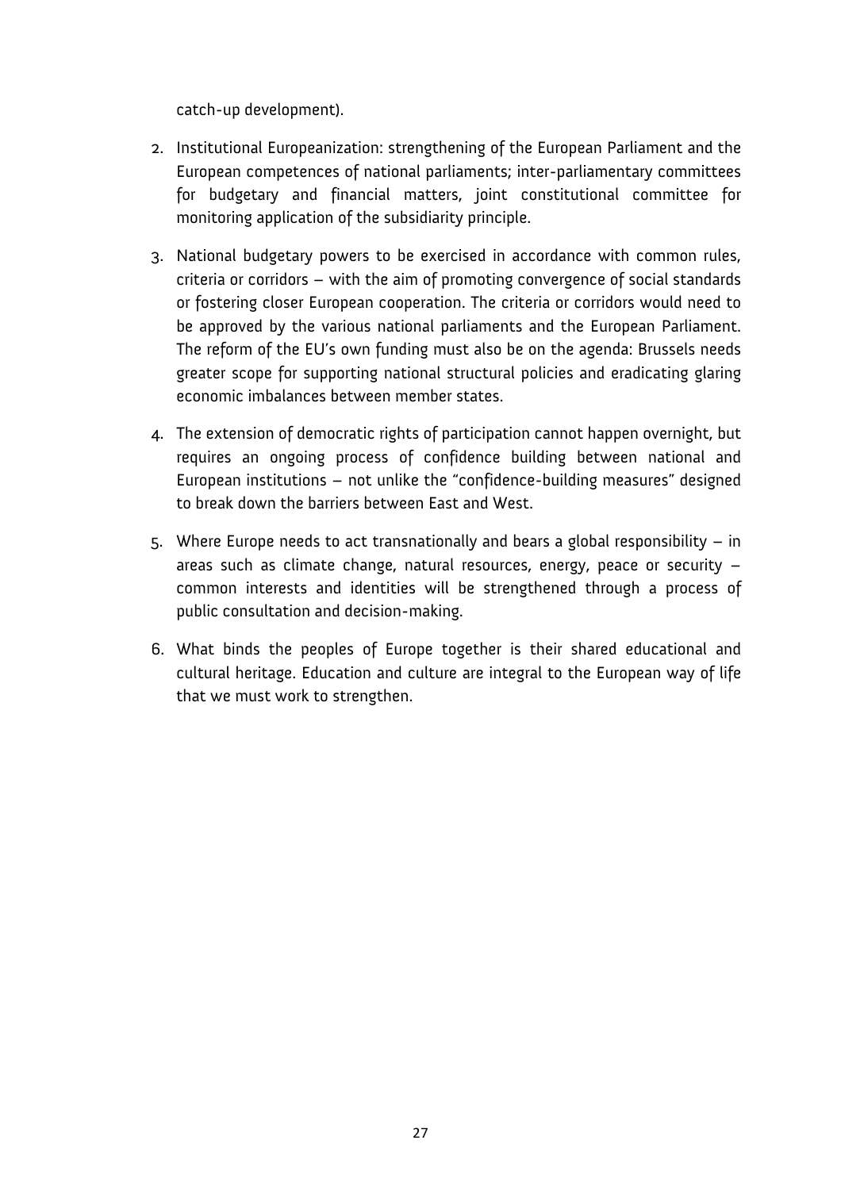catch-up development).

2. Institutional Europeanization: strengthening of the European Parliament and the European competences of national parliaments; inter-parliamentary committees for budgetary and financial matters, joint constitutional committee for monitoring application of the subsidiarity principle.

3. National budgetary powers to be exercised in accordance with common rules, criteria or corridors – with the aim of promoting convergence of social standards or fostering closer European cooperation. The criteria or corridors would need to be approved by the various national parliaments and the European Parliament. The reform of the EU's own funding must also be on the agenda: Brussels needs greater scope for supporting national structural policies and eradicating glaring economic imbalances between member states.

4. The extension of democratic rights of participation cannot happen overnight, but requires an ongoing process of confidence building between national and European institutions – not unlike the "confidence-building measures" designed to break down the barriers between East and West.

5. Where Europe needs to act transnationally and bears a global responsibility – in areas such as climate change, natural resources, energy, peace or security – common interests and identities will be strengthened through a process of public consultation and decision-making.

6. What binds the peoples of Europe together is their shared educational and cultural heritage. Education and culture are integral to the European way of life that we must work to strengthen.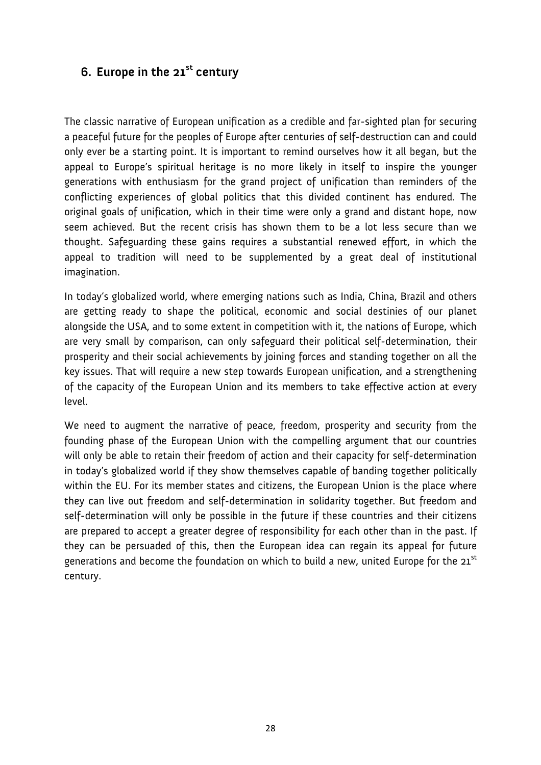## 6. Europe in the 21st century

The classic narrative of European unification as a credible and far-sighted plan for securing a peaceful future for the peoples of Europe after centuries of self-destruction can and could only ever be a starting point. It is important to remind ourselves how it all began, but the appeal to Europe's spiritual heritage is no more likely in itself to inspire the younger generations with enthusiasm for the grand project of unification than reminders of the conflicting experiences of global politics that this divided continent has endured. The original goals of unification, which in their time were only a grand and distant hope, now seem achieved. But the recent crisis has shown them to be a lot less secure than we thought. Safeguarding these gains requires a substantial renewed effort, in which the appeal to tradition will need to be supplemented by a great deal of institutional imagination.

In today's globalized world, where emerging nations such as India, China, Brazil and others are getting ready to shape the political, economic and social destinies of our planet alongside the USA, and to some extent in competition with it, the nations of Europe, which are very small by comparison, can only safeguard their political self-determination, their prosperity and their social achievements by joining forces and standing together on all the key issues. That will require a new step towards European unification, and a strengthening of the capacity of the European Union and its members to take effective action at every level.

We need to augment the narrative of peace, freedom, prosperity and security from the founding phase of the European Union with the compelling argument that our countries will only be able to retain their freedom of action and their capacity for self-determination in today's globalized world if they show themselves capable of banding together politically within the EU. For its member states and citizens, the European Union is the place where they can live out freedom and self-determination in solidarity together. But freedom and self-determination will only be possible in the future if these countries and their citizens are prepared to accept a greater degree of responsibility for each other than in the past. If they can be persuaded of this, then the European idea can regain its appeal for future generations and become the foundation on which to build a new, united Europe for the 21st century.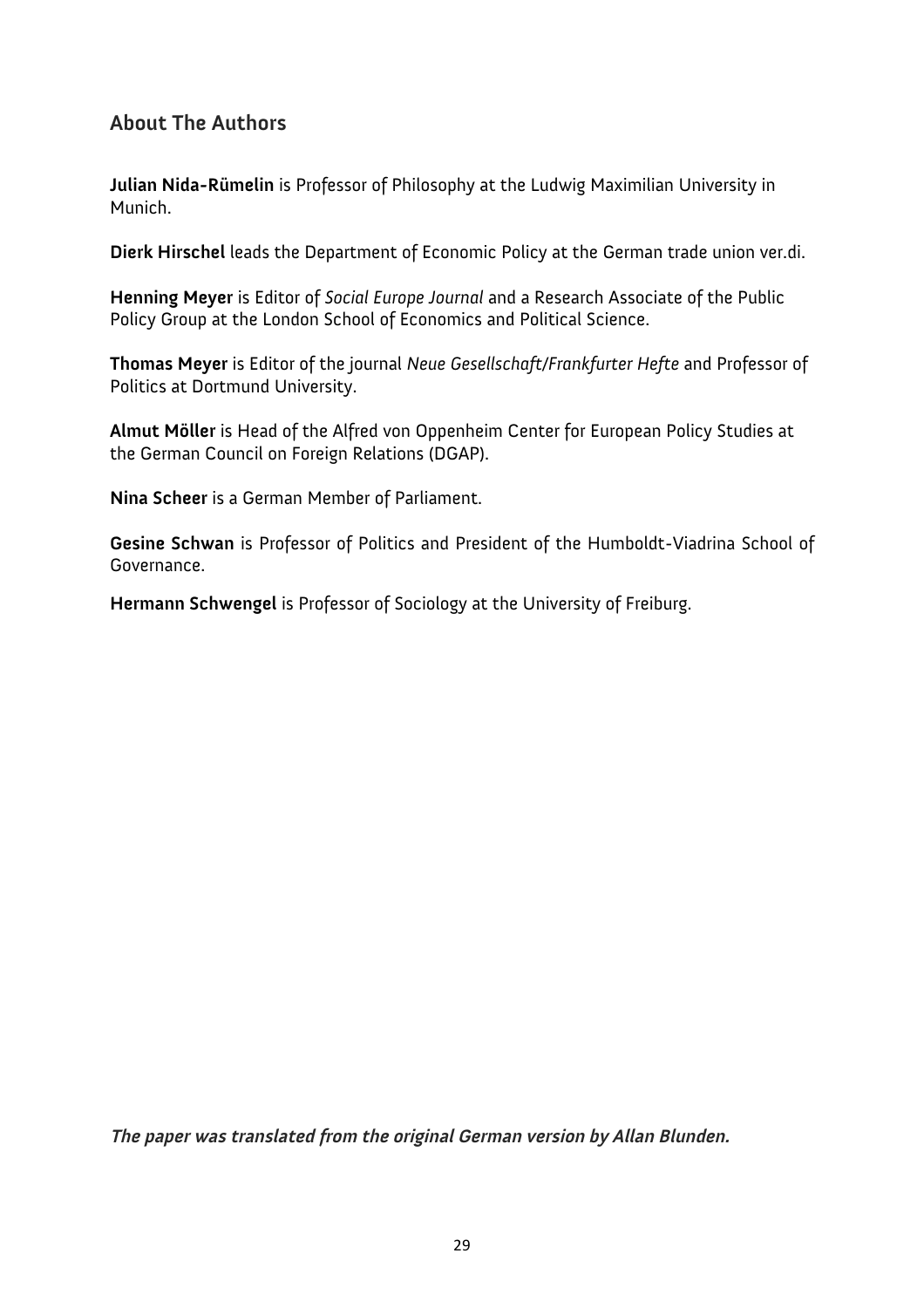## About The Authors

**Julian Nida-Rümelin** is Professor of Philosophy at the Ludwig Maximilian University in Munich.

**Dierk Hirschel** leads the Department of Economic Policy at the German trade union ver.di.

**Henning Meyer** is Editor of *Social Europe Journal* and a Research Associate of the Public Policy Group at the London School of Economics and Political Science.

**Thomas Meyer** is Editor of the journal *Neue Gesellschaft/Frankfurter Hefte* and Professor of Politics at Dortmund University.

**Almut Möller** is Head of the Alfred von Oppenheim Center for European Policy Studies at the German Council on Foreign Relations (DGAP).

**Nina Scheer** is a German Member of Parliament.

**Gesine Schwan** is Professor of Politics and President of the Humboldt-Viadrina School of Governance.

**Hermann Schwengel** is Professor of Sociology at the University of Freiburg.

***The paper was translated from the original German version by Allan Blunden.***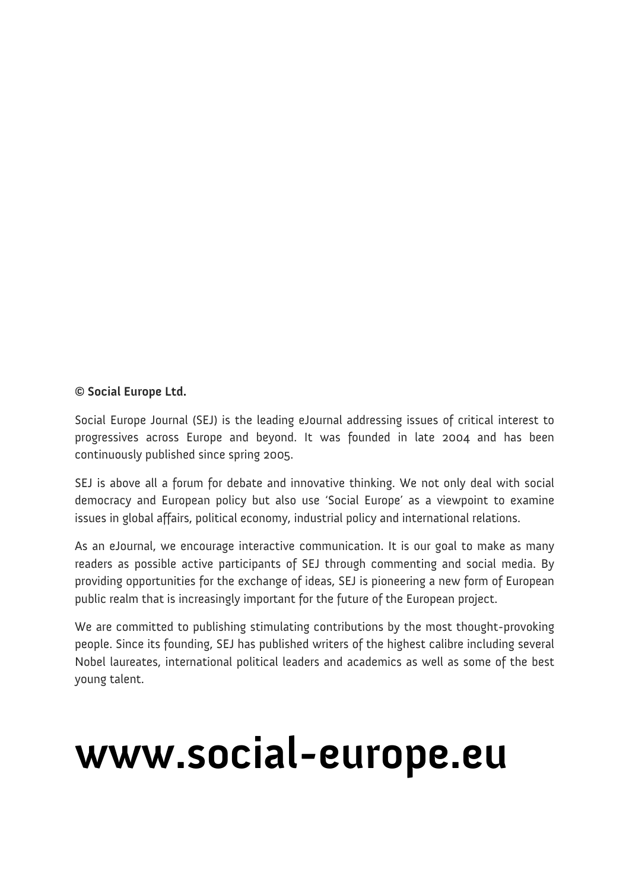**© Social Europe Ltd.**

Social Europe Journal (SEJ) is the leading eJournal addressing issues of critical interest to progressives across Europe and beyond. It was founded in late 2004 and has been continuously published since spring 2005.

SEJ is above all a forum for debate and innovative thinking. We not only deal with social democracy and European policy but also use 'Social Europe' as a viewpoint to examine issues in global affairs, political economy, industrial policy and international relations.

As an eJournal, we encourage interactive communication. It is our goal to make as many readers as possible active participants of SEJ through commenting and social media. By providing opportunities for the exchange of ideas, SEJ is pioneering a new form of European public realm that is increasingly important for the future of the European project.

We are committed to publishing stimulating contributions by the most thought-provoking people. Since its founding, SEJ has published writers of the highest calibre including several Nobel laureates, international political leaders and academics as well as some of the best young talent.

# www.social-europe.eu